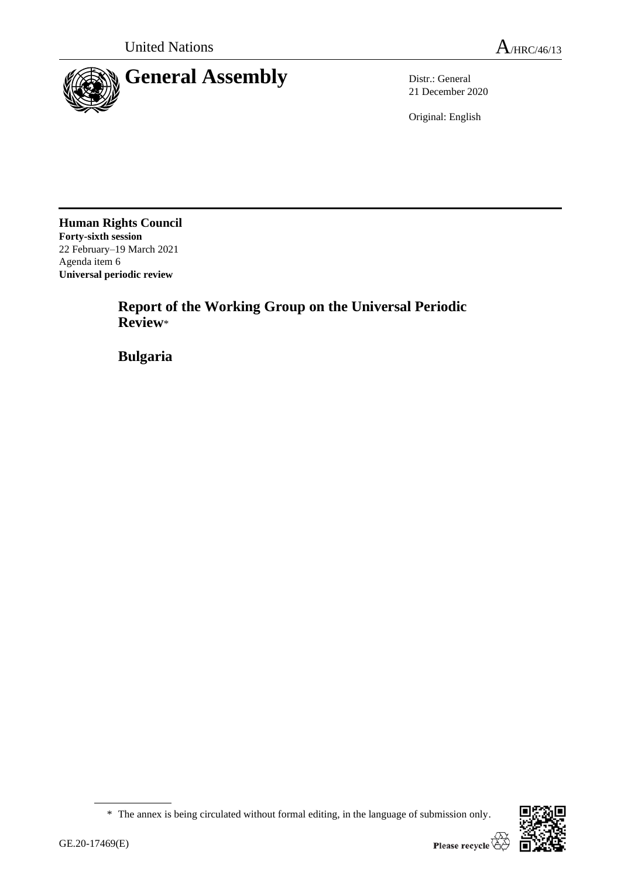United Nations A/HRC/46/13

# General Assembly

Distr.: General
21 December 2020

Original: English

**Human Rights Council**
**Forty-sixth session**
22 February–19 March 2021
Agenda item 6
**Universal periodic review**

## Report of the Working Group on the Universal Periodic Review*

## Bulgaria

\* The annex is being circulated without formal editing, in the language of submission only.

GE.20-17469(E)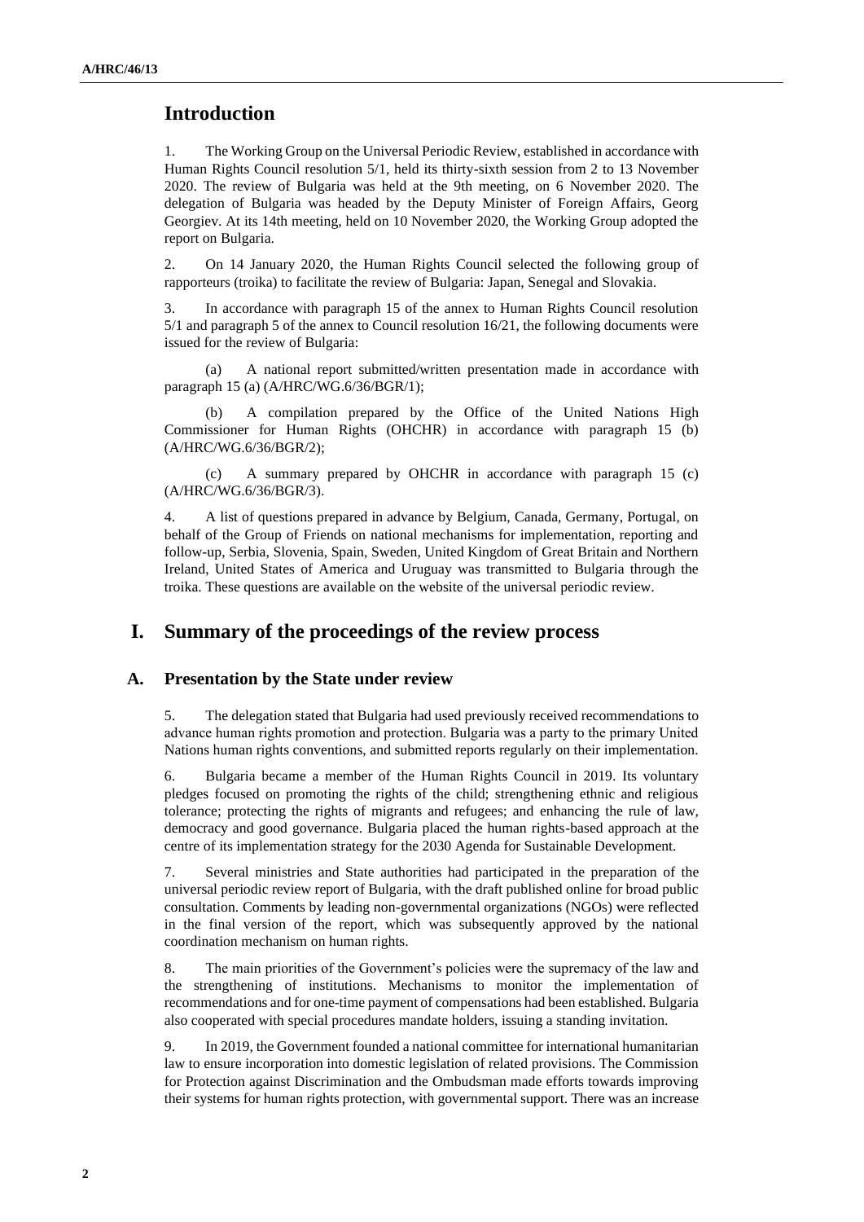## Introduction

1. The Working Group on the Universal Periodic Review, established in accordance with Human Rights Council resolution 5/1, held its thirty-sixth session from 2 to 13 November 2020. The review of Bulgaria was held at the 9th meeting, on 6 November 2020. The delegation of Bulgaria was headed by the Deputy Minister of Foreign Affairs, Georg Georgiev. At its 14th meeting, held on 10 November 2020, the Working Group adopted the report on Bulgaria.

2. On 14 January 2020, the Human Rights Council selected the following group of rapporteurs (troika) to facilitate the review of Bulgaria: Japan, Senegal and Slovakia.

3. In accordance with paragraph 15 of the annex to Human Rights Council resolution 5/1 and paragraph 5 of the annex to Council resolution 16/21, the following documents were issued for the review of Bulgaria:

(a) A national report submitted/written presentation made in accordance with paragraph 15 (a) (A/HRC/WG.6/36/BGR/1);

(b) A compilation prepared by the Office of the United Nations High Commissioner for Human Rights (OHCHR) in accordance with paragraph 15 (b) (A/HRC/WG.6/36/BGR/2);

(c) A summary prepared by OHCHR in accordance with paragraph 15 (c) (A/HRC/WG.6/36/BGR/3).

4. A list of questions prepared in advance by Belgium, Canada, Germany, Portugal, on behalf of the Group of Friends on national mechanisms for implementation, reporting and follow-up, Serbia, Slovenia, Spain, Sweden, United Kingdom of Great Britain and Northern Ireland, United States of America and Uruguay was transmitted to Bulgaria through the troika. These questions are available on the website of the universal periodic review.

# I. Summary of the proceedings of the review process

## A. Presentation by the State under review

5. The delegation stated that Bulgaria had used previously received recommendations to advance human rights promotion and protection. Bulgaria was a party to the primary United Nations human rights conventions, and submitted reports regularly on their implementation.

6. Bulgaria became a member of the Human Rights Council in 2019. Its voluntary pledges focused on promoting the rights of the child; strengthening ethnic and religious tolerance; protecting the rights of migrants and refugees; and enhancing the rule of law, democracy and good governance. Bulgaria placed the human rights-based approach at the centre of its implementation strategy for the 2030 Agenda for Sustainable Development.

7. Several ministries and State authorities had participated in the preparation of the universal periodic review report of Bulgaria, with the draft published online for broad public consultation. Comments by leading non-governmental organizations (NGOs) were reflected in the final version of the report, which was subsequently approved by the national coordination mechanism on human rights.

8. The main priorities of the Government's policies were the supremacy of the law and the strengthening of institutions. Mechanisms to monitor the implementation of recommendations and for one-time payment of compensations had been established. Bulgaria also cooperated with special procedures mandate holders, issuing a standing invitation.

9. In 2019, the Government founded a national committee for international humanitarian law to ensure incorporation into domestic legislation of related provisions. The Commission for Protection against Discrimination and the Ombudsman made efforts towards improving their systems for human rights protection, with governmental support. There was an increase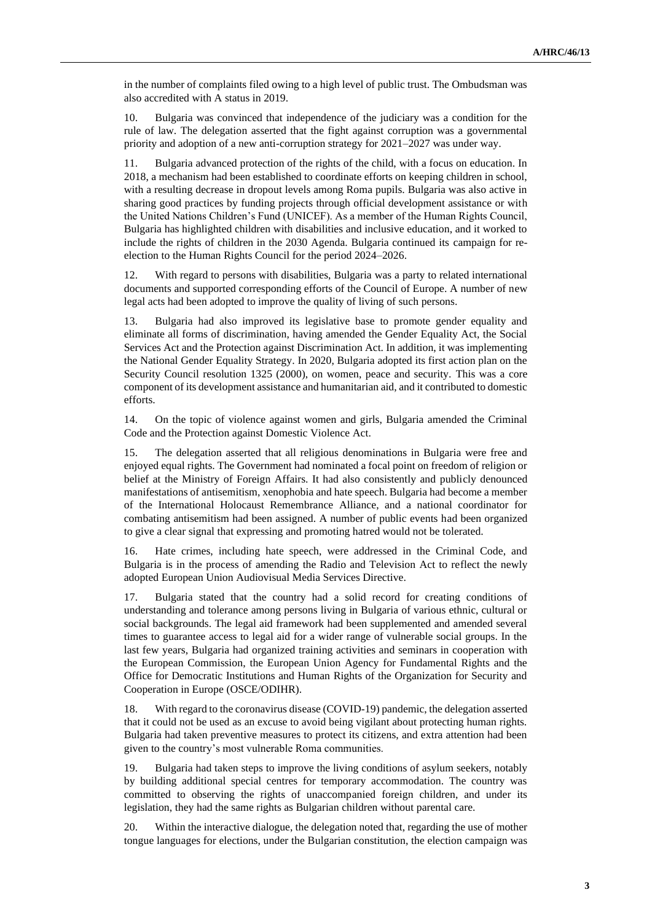in the number of complaints filed owing to a high level of public trust. The Ombudsman was also accredited with A status in 2019.

10. Bulgaria was convinced that independence of the judiciary was a condition for the rule of law. The delegation asserted that the fight against corruption was a governmental priority and adoption of a new anti-corruption strategy for 2021–2027 was under way.

11. Bulgaria advanced protection of the rights of the child, with a focus on education. In 2018, a mechanism had been established to coordinate efforts on keeping children in school, with a resulting decrease in dropout levels among Roma pupils. Bulgaria was also active in sharing good practices by funding projects through official development assistance or with the United Nations Children's Fund (UNICEF). As a member of the Human Rights Council, Bulgaria has highlighted children with disabilities and inclusive education, and it worked to include the rights of children in the 2030 Agenda. Bulgaria continued its campaign for re-election to the Human Rights Council for the period 2024–2026.

12. With regard to persons with disabilities, Bulgaria was a party to related international documents and supported corresponding efforts of the Council of Europe. A number of new legal acts had been adopted to improve the quality of living of such persons.

13. Bulgaria had also improved its legislative base to promote gender equality and eliminate all forms of discrimination, having amended the Gender Equality Act, the Social Services Act and the Protection against Discrimination Act. In addition, it was implementing the National Gender Equality Strategy. In 2020, Bulgaria adopted its first action plan on the Security Council resolution 1325 (2000), on women, peace and security. This was a core component of its development assistance and humanitarian aid, and it contributed to domestic efforts.

14. On the topic of violence against women and girls, Bulgaria amended the Criminal Code and the Protection against Domestic Violence Act.

15. The delegation asserted that all religious denominations in Bulgaria were free and enjoyed equal rights. The Government had nominated a focal point on freedom of religion or belief at the Ministry of Foreign Affairs. It had also consistently and publicly denounced manifestations of antisemitism, xenophobia and hate speech. Bulgaria had become a member of the International Holocaust Remembrance Alliance, and a national coordinator for combating antisemitism had been assigned. A number of public events had been organized to give a clear signal that expressing and promoting hatred would not be tolerated.

16. Hate crimes, including hate speech, were addressed in the Criminal Code, and Bulgaria is in the process of amending the Radio and Television Act to reflect the newly adopted European Union Audiovisual Media Services Directive.

17. Bulgaria stated that the country had a solid record for creating conditions of understanding and tolerance among persons living in Bulgaria of various ethnic, cultural or social backgrounds. The legal aid framework had been supplemented and amended several times to guarantee access to legal aid for a wider range of vulnerable social groups. In the last few years, Bulgaria had organized training activities and seminars in cooperation with the European Commission, the European Union Agency for Fundamental Rights and the Office for Democratic Institutions and Human Rights of the Organization for Security and Cooperation in Europe (OSCE/ODIHR).

18. With regard to the coronavirus disease (COVID-19) pandemic, the delegation asserted that it could not be used as an excuse to avoid being vigilant about protecting human rights. Bulgaria had taken preventive measures to protect its citizens, and extra attention had been given to the country's most vulnerable Roma communities.

19. Bulgaria had taken steps to improve the living conditions of asylum seekers, notably by building additional special centres for temporary accommodation. The country was committed to observing the rights of unaccompanied foreign children, and under its legislation, they had the same rights as Bulgarian children without parental care.

20. Within the interactive dialogue, the delegation noted that, regarding the use of mother tongue languages for elections, under the Bulgarian constitution, the election campaign was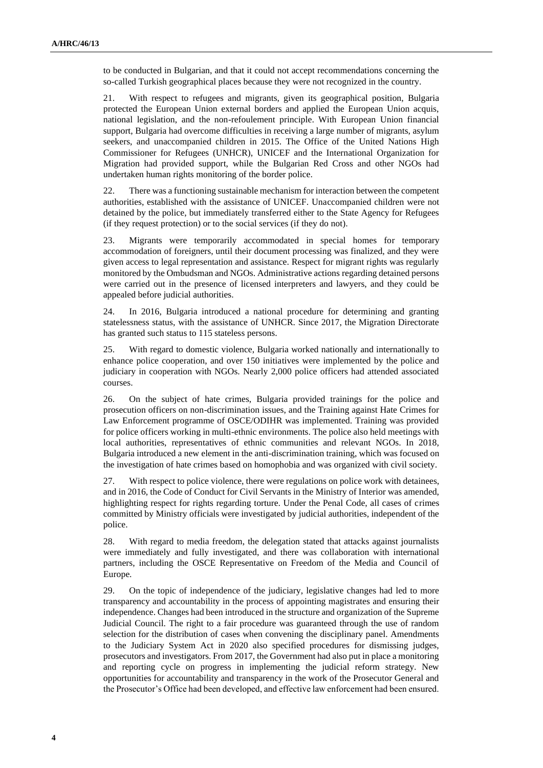to be conducted in Bulgarian, and that it could not accept recommendations concerning the so-called Turkish geographical places because they were not recognized in the country.

21. With respect to refugees and migrants, given its geographical position, Bulgaria protected the European Union external borders and applied the European Union acquis, national legislation, and the non-refoulement principle. With European Union financial support, Bulgaria had overcome difficulties in receiving a large number of migrants, asylum seekers, and unaccompanied children in 2015. The Office of the United Nations High Commissioner for Refugees (UNHCR), UNICEF and the International Organization for Migration had provided support, while the Bulgarian Red Cross and other NGOs had undertaken human rights monitoring of the border police.

22. There was a functioning sustainable mechanism for interaction between the competent authorities, established with the assistance of UNICEF. Unaccompanied children were not detained by the police, but immediately transferred either to the State Agency for Refugees (if they request protection) or to the social services (if they do not).

23. Migrants were temporarily accommodated in special homes for temporary accommodation of foreigners, until their document processing was finalized, and they were given access to legal representation and assistance. Respect for migrant rights was regularly monitored by the Ombudsman and NGOs. Administrative actions regarding detained persons were carried out in the presence of licensed interpreters and lawyers, and they could be appealed before judicial authorities.

24. In 2016, Bulgaria introduced a national procedure for determining and granting statelessness status, with the assistance of UNHCR. Since 2017, the Migration Directorate has granted such status to 115 stateless persons.

25. With regard to domestic violence, Bulgaria worked nationally and internationally to enhance police cooperation, and over 150 initiatives were implemented by the police and judiciary in cooperation with NGOs. Nearly 2,000 police officers had attended associated courses.

26. On the subject of hate crimes, Bulgaria provided trainings for the police and prosecution officers on non-discrimination issues, and the Training against Hate Crimes for Law Enforcement programme of OSCE/ODIHR was implemented. Training was provided for police officers working in multi-ethnic environments. The police also held meetings with local authorities, representatives of ethnic communities and relevant NGOs. In 2018, Bulgaria introduced a new element in the anti-discrimination training, which was focused on the investigation of hate crimes based on homophobia and was organized with civil society.

27. With respect to police violence, there were regulations on police work with detainees, and in 2016, the Code of Conduct for Civil Servants in the Ministry of Interior was amended, highlighting respect for rights regarding torture. Under the Penal Code, all cases of crimes committed by Ministry officials were investigated by judicial authorities, independent of the police.

28. With regard to media freedom, the delegation stated that attacks against journalists were immediately and fully investigated, and there was collaboration with international partners, including the OSCE Representative on Freedom of the Media and Council of Europe.

29. On the topic of independence of the judiciary, legislative changes had led to more transparency and accountability in the process of appointing magistrates and ensuring their independence. Changes had been introduced in the structure and organization of the Supreme Judicial Council. The right to a fair procedure was guaranteed through the use of random selection for the distribution of cases when convening the disciplinary panel. Amendments to the Judiciary System Act in 2020 also specified procedures for dismissing judges, prosecutors and investigators. From 2017, the Government had also put in place a monitoring and reporting cycle on progress in implementing the judicial reform strategy. New opportunities for accountability and transparency in the work of the Prosecutor General and the Prosecutor's Office had been developed, and effective law enforcement had been ensured.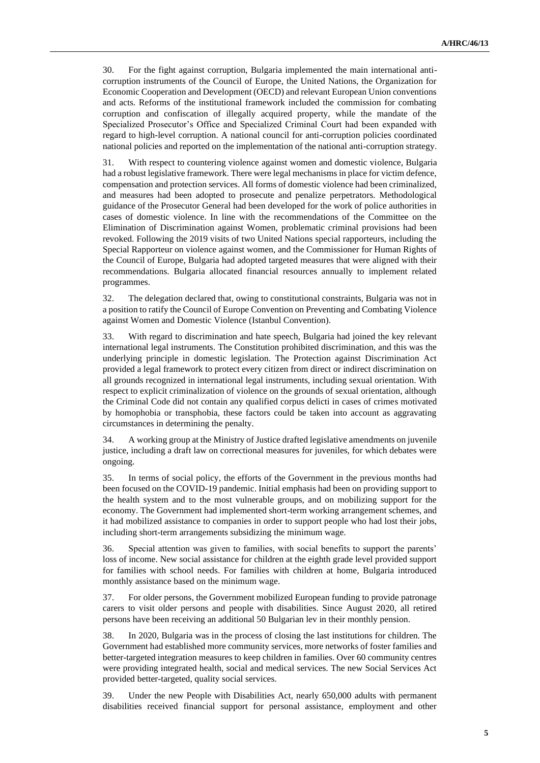30. For the fight against corruption, Bulgaria implemented the main international anti-corruption instruments of the Council of Europe, the United Nations, the Organization for Economic Cooperation and Development (OECD) and relevant European Union conventions and acts. Reforms of the institutional framework included the commission for combating corruption and confiscation of illegally acquired property, while the mandate of the Specialized Prosecutor's Office and Specialized Criminal Court had been expanded with regard to high-level corruption. A national council for anti-corruption policies coordinated national policies and reported on the implementation of the national anti-corruption strategy.

31. With respect to countering violence against women and domestic violence, Bulgaria had a robust legislative framework. There were legal mechanisms in place for victim defence, compensation and protection services. All forms of domestic violence had been criminalized, and measures had been adopted to prosecute and penalize perpetrators. Methodological guidance of the Prosecutor General had been developed for the work of police authorities in cases of domestic violence. In line with the recommendations of the Committee on the Elimination of Discrimination against Women, problematic criminal provisions had been revoked. Following the 2019 visits of two United Nations special rapporteurs, including the Special Rapporteur on violence against women, and the Commissioner for Human Rights of the Council of Europe, Bulgaria had adopted targeted measures that were aligned with their recommendations. Bulgaria allocated financial resources annually to implement related programmes.

32. The delegation declared that, owing to constitutional constraints, Bulgaria was not in a position to ratify the Council of Europe Convention on Preventing and Combating Violence against Women and Domestic Violence (Istanbul Convention).

33. With regard to discrimination and hate speech, Bulgaria had joined the key relevant international legal instruments. The Constitution prohibited discrimination, and this was the underlying principle in domestic legislation. The Protection against Discrimination Act provided a legal framework to protect every citizen from direct or indirect discrimination on all grounds recognized in international legal instruments, including sexual orientation. With respect to explicit criminalization of violence on the grounds of sexual orientation, although the Criminal Code did not contain any qualified corpus delicti in cases of crimes motivated by homophobia or transphobia, these factors could be taken into account as aggravating circumstances in determining the penalty.

34. A working group at the Ministry of Justice drafted legislative amendments on juvenile justice, including a draft law on correctional measures for juveniles, for which debates were ongoing.

35. In terms of social policy, the efforts of the Government in the previous months had been focused on the COVID-19 pandemic. Initial emphasis had been on providing support to the health system and to the most vulnerable groups, and on mobilizing support for the economy. The Government had implemented short-term working arrangement schemes, and it had mobilized assistance to companies in order to support people who had lost their jobs, including short-term arrangements subsidizing the minimum wage.

36. Special attention was given to families, with social benefits to support the parents' loss of income. New social assistance for children at the eighth grade level provided support for families with school needs. For families with children at home, Bulgaria introduced monthly assistance based on the minimum wage.

37. For older persons, the Government mobilized European funding to provide patronage carers to visit older persons and people with disabilities. Since August 2020, all retired persons have been receiving an additional 50 Bulgarian lev in their monthly pension.

38. In 2020, Bulgaria was in the process of closing the last institutions for children. The Government had established more community services, more networks of foster families and better-targeted integration measures to keep children in families. Over 60 community centres were providing integrated health, social and medical services. The new Social Services Act provided better-targeted, quality social services.

39. Under the new People with Disabilities Act, nearly 650,000 adults with permanent disabilities received financial support for personal assistance, employment and other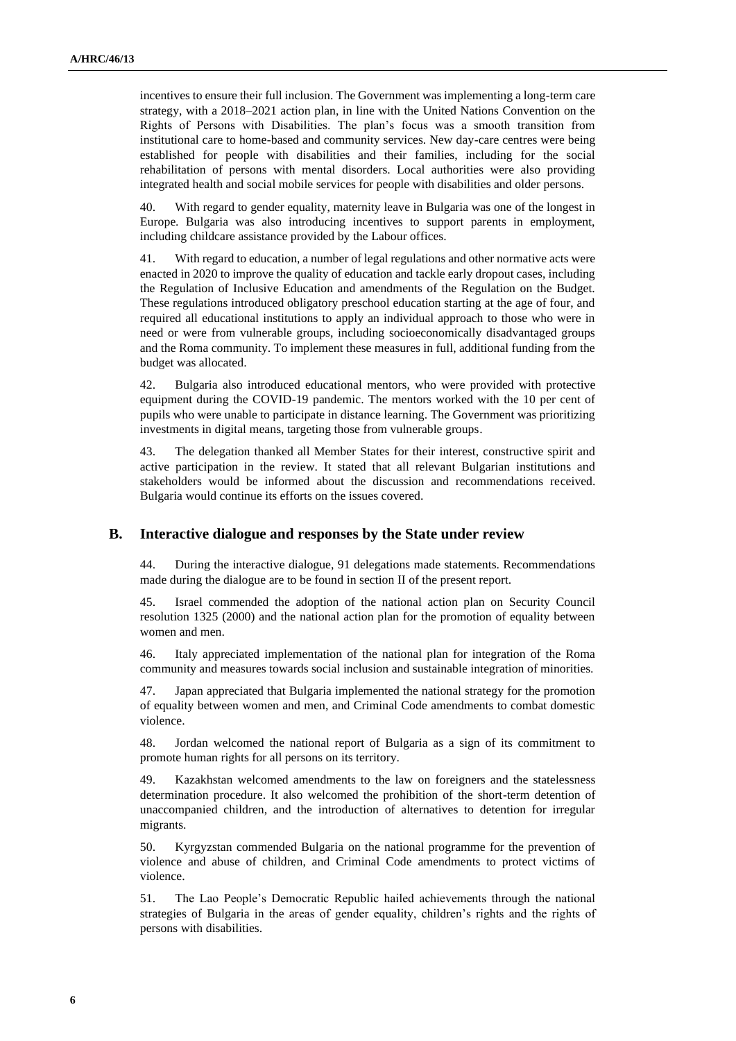incentives to ensure their full inclusion. The Government was implementing a long-term care strategy, with a 2018–2021 action plan, in line with the United Nations Convention on the Rights of Persons with Disabilities. The plan's focus was a smooth transition from institutional care to home-based and community services. New day-care centres were being established for people with disabilities and their families, including for the social rehabilitation of persons with mental disorders. Local authorities were also providing integrated health and social mobile services for people with disabilities and older persons.

40. With regard to gender equality, maternity leave in Bulgaria was one of the longest in Europe. Bulgaria was also introducing incentives to support parents in employment, including childcare assistance provided by the Labour offices.

41. With regard to education, a number of legal regulations and other normative acts were enacted in 2020 to improve the quality of education and tackle early dropout cases, including the Regulation of Inclusive Education and amendments of the Regulation on the Budget. These regulations introduced obligatory preschool education starting at the age of four, and required all educational institutions to apply an individual approach to those who were in need or were from vulnerable groups, including socioeconomically disadvantaged groups and the Roma community. To implement these measures in full, additional funding from the budget was allocated.

42. Bulgaria also introduced educational mentors, who were provided with protective equipment during the COVID-19 pandemic. The mentors worked with the 10 per cent of pupils who were unable to participate in distance learning. The Government was prioritizing investments in digital means, targeting those from vulnerable groups.

43. The delegation thanked all Member States for their interest, constructive spirit and active participation in the review. It stated that all relevant Bulgarian institutions and stakeholders would be informed about the discussion and recommendations received. Bulgaria would continue its efforts on the issues covered.

## B. Interactive dialogue and responses by the State under review

44. During the interactive dialogue, 91 delegations made statements. Recommendations made during the dialogue are to be found in section II of the present report.

45. Israel commended the adoption of the national action plan on Security Council resolution 1325 (2000) and the national action plan for the promotion of equality between women and men.

46. Italy appreciated implementation of the national plan for integration of the Roma community and measures towards social inclusion and sustainable integration of minorities.

47. Japan appreciated that Bulgaria implemented the national strategy for the promotion of equality between women and men, and Criminal Code amendments to combat domestic violence.

48. Jordan welcomed the national report of Bulgaria as a sign of its commitment to promote human rights for all persons on its territory.

49. Kazakhstan welcomed amendments to the law on foreigners and the statelessness determination procedure. It also welcomed the prohibition of the short-term detention of unaccompanied children, and the introduction of alternatives to detention for irregular migrants.

50. Kyrgyzstan commended Bulgaria on the national programme for the prevention of violence and abuse of children, and Criminal Code amendments to protect victims of violence.

51. The Lao People's Democratic Republic hailed achievements through the national strategies of Bulgaria in the areas of gender equality, children's rights and the rights of persons with disabilities.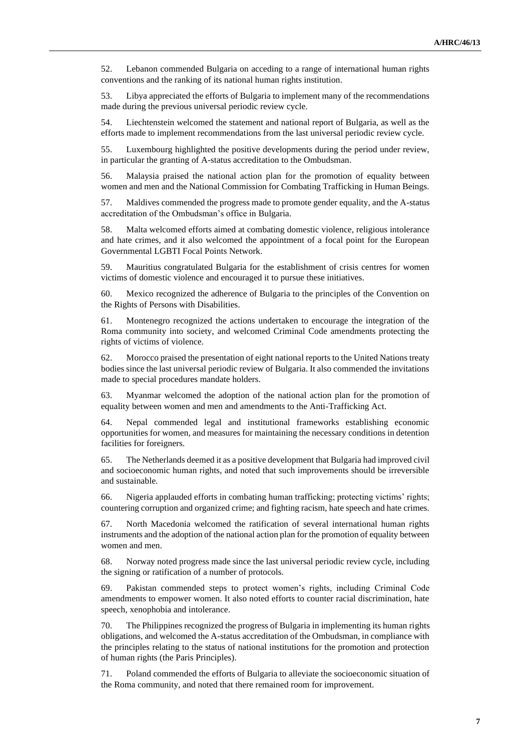52. Lebanon commended Bulgaria on acceding to a range of international human rights conventions and the ranking of its national human rights institution.

53. Libya appreciated the efforts of Bulgaria to implement many of the recommendations made during the previous universal periodic review cycle.

54. Liechtenstein welcomed the statement and national report of Bulgaria, as well as the efforts made to implement recommendations from the last universal periodic review cycle.

55. Luxembourg highlighted the positive developments during the period under review, in particular the granting of A-status accreditation to the Ombudsman.

56. Malaysia praised the national action plan for the promotion of equality between women and men and the National Commission for Combating Trafficking in Human Beings.

57. Maldives commended the progress made to promote gender equality, and the A-status accreditation of the Ombudsman's office in Bulgaria.

58. Malta welcomed efforts aimed at combating domestic violence, religious intolerance and hate crimes, and it also welcomed the appointment of a focal point for the European Governmental LGBTI Focal Points Network.

59. Mauritius congratulated Bulgaria for the establishment of crisis centres for women victims of domestic violence and encouraged it to pursue these initiatives.

60. Mexico recognized the adherence of Bulgaria to the principles of the Convention on the Rights of Persons with Disabilities.

61. Montenegro recognized the actions undertaken to encourage the integration of the Roma community into society, and welcomed Criminal Code amendments protecting the rights of victims of violence.

62. Morocco praised the presentation of eight national reports to the United Nations treaty bodies since the last universal periodic review of Bulgaria. It also commended the invitations made to special procedures mandate holders.

63. Myanmar welcomed the adoption of the national action plan for the promotion of equality between women and men and amendments to the Anti-Trafficking Act.

64. Nepal commended legal and institutional frameworks establishing economic opportunities for women, and measures for maintaining the necessary conditions in detention facilities for foreigners.

65. The Netherlands deemed it as a positive development that Bulgaria had improved civil and socioeconomic human rights, and noted that such improvements should be irreversible and sustainable.

66. Nigeria applauded efforts in combating human trafficking; protecting victims' rights; countering corruption and organized crime; and fighting racism, hate speech and hate crimes.

67. North Macedonia welcomed the ratification of several international human rights instruments and the adoption of the national action plan for the promotion of equality between women and men.

68. Norway noted progress made since the last universal periodic review cycle, including the signing or ratification of a number of protocols.

69. Pakistan commended steps to protect women's rights, including Criminal Code amendments to empower women. It also noted efforts to counter racial discrimination, hate speech, xenophobia and intolerance.

70. The Philippines recognized the progress of Bulgaria in implementing its human rights obligations, and welcomed the A-status accreditation of the Ombudsman, in compliance with the principles relating to the status of national institutions for the promotion and protection of human rights (the Paris Principles).

71. Poland commended the efforts of Bulgaria to alleviate the socioeconomic situation of the Roma community, and noted that there remained room for improvement.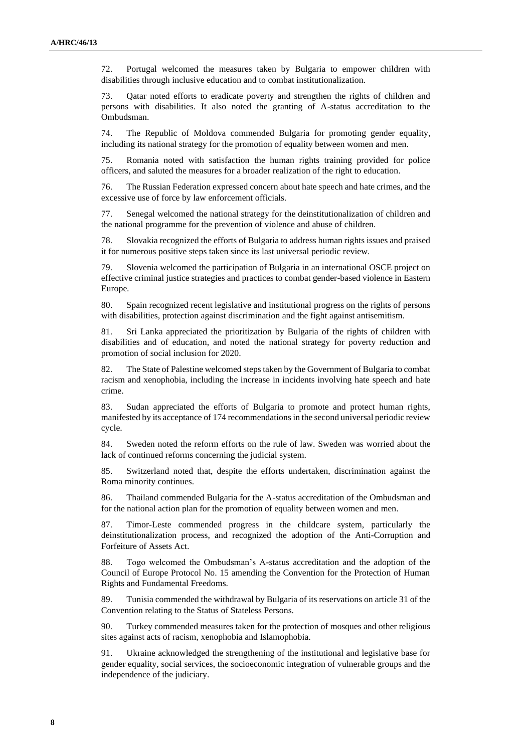72. Portugal welcomed the measures taken by Bulgaria to empower children with disabilities through inclusive education and to combat institutionalization.

73. Qatar noted efforts to eradicate poverty and strengthen the rights of children and persons with disabilities. It also noted the granting of A-status accreditation to the Ombudsman.

74. The Republic of Moldova commended Bulgaria for promoting gender equality, including its national strategy for the promotion of equality between women and men.

75. Romania noted with satisfaction the human rights training provided for police officers, and saluted the measures for a broader realization of the right to education.

76. The Russian Federation expressed concern about hate speech and hate crimes, and the excessive use of force by law enforcement officials.

77. Senegal welcomed the national strategy for the deinstitutionalization of children and the national programme for the prevention of violence and abuse of children.

78. Slovakia recognized the efforts of Bulgaria to address human rights issues and praised it for numerous positive steps taken since its last universal periodic review.

79. Slovenia welcomed the participation of Bulgaria in an international OSCE project on effective criminal justice strategies and practices to combat gender-based violence in Eastern Europe.

80. Spain recognized recent legislative and institutional progress on the rights of persons with disabilities, protection against discrimination and the fight against antisemitism.

81. Sri Lanka appreciated the prioritization by Bulgaria of the rights of children with disabilities and of education, and noted the national strategy for poverty reduction and promotion of social inclusion for 2020.

82. The State of Palestine welcomed steps taken by the Government of Bulgaria to combat racism and xenophobia, including the increase in incidents involving hate speech and hate crime.

83. Sudan appreciated the efforts of Bulgaria to promote and protect human rights, manifested by its acceptance of 174 recommendations in the second universal periodic review cycle.

84. Sweden noted the reform efforts on the rule of law. Sweden was worried about the lack of continued reforms concerning the judicial system.

85. Switzerland noted that, despite the efforts undertaken, discrimination against the Roma minority continues.

86. Thailand commended Bulgaria for the A-status accreditation of the Ombudsman and for the national action plan for the promotion of equality between women and men.

87. Timor-Leste commended progress in the childcare system, particularly the deinstitutionalization process, and recognized the adoption of the Anti-Corruption and Forfeiture of Assets Act.

88. Togo welcomed the Ombudsman's A-status accreditation and the adoption of the Council of Europe Protocol No. 15 amending the Convention for the Protection of Human Rights and Fundamental Freedoms.

89. Tunisia commended the withdrawal by Bulgaria of its reservations on article 31 of the Convention relating to the Status of Stateless Persons.

90. Turkey commended measures taken for the protection of mosques and other religious sites against acts of racism, xenophobia and Islamophobia.

91. Ukraine acknowledged the strengthening of the institutional and legislative base for gender equality, social services, the socioeconomic integration of vulnerable groups and the independence of the judiciary.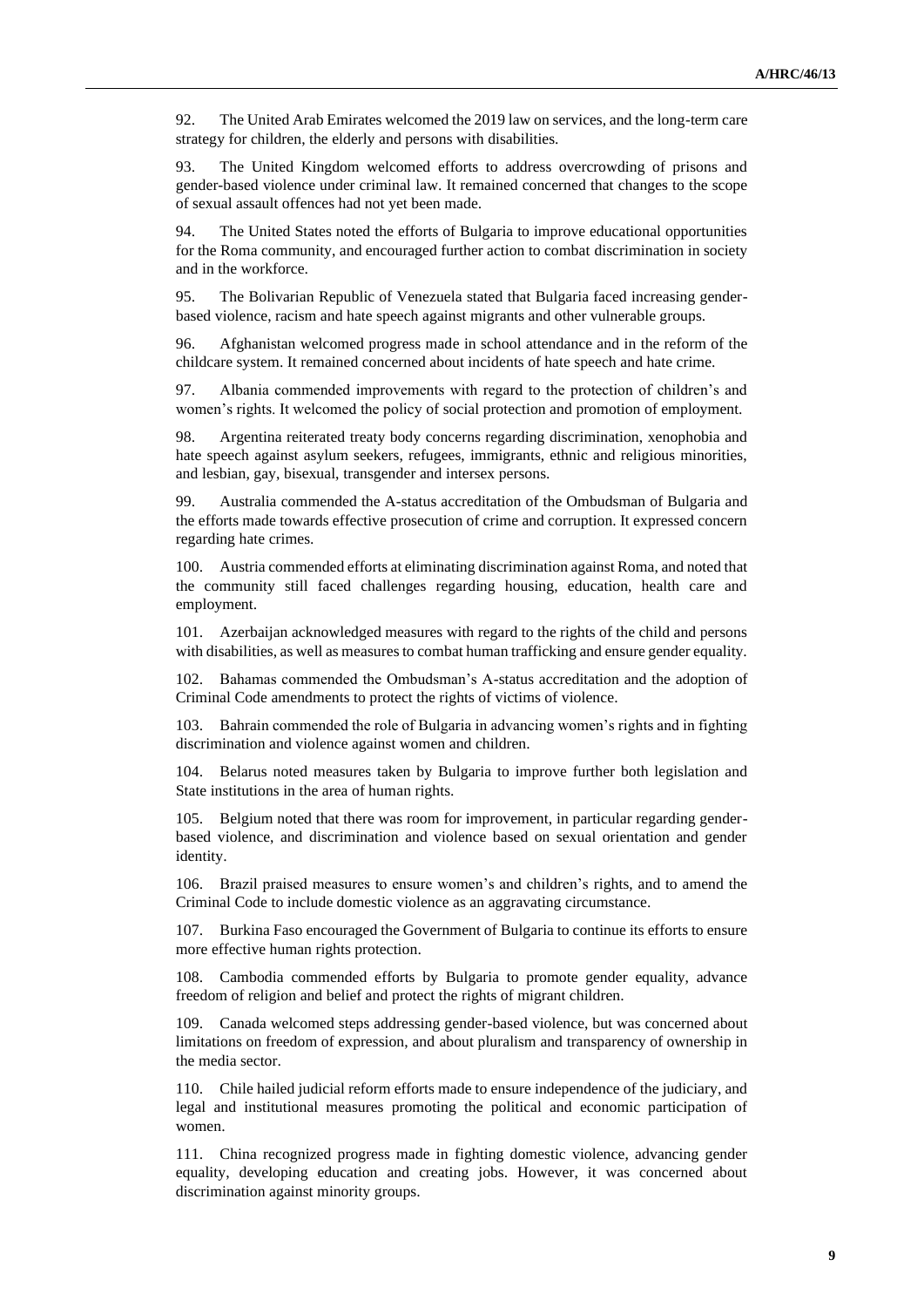92. The United Arab Emirates welcomed the 2019 law on services, and the long-term care strategy for children, the elderly and persons with disabilities.

93. The United Kingdom welcomed efforts to address overcrowding of prisons and gender-based violence under criminal law. It remained concerned that changes to the scope of sexual assault offences had not yet been made.

94. The United States noted the efforts of Bulgaria to improve educational opportunities for the Roma community, and encouraged further action to combat discrimination in society and in the workforce.

95. The Bolivarian Republic of Venezuela stated that Bulgaria faced increasing gender-based violence, racism and hate speech against migrants and other vulnerable groups.

96. Afghanistan welcomed progress made in school attendance and in the reform of the childcare system. It remained concerned about incidents of hate speech and hate crime.

97. Albania commended improvements with regard to the protection of children's and women's rights. It welcomed the policy of social protection and promotion of employment.

98. Argentina reiterated treaty body concerns regarding discrimination, xenophobia and hate speech against asylum seekers, refugees, immigrants, ethnic and religious minorities, and lesbian, gay, bisexual, transgender and intersex persons.

99. Australia commended the A-status accreditation of the Ombudsman of Bulgaria and the efforts made towards effective prosecution of crime and corruption. It expressed concern regarding hate crimes.

100. Austria commended efforts at eliminating discrimination against Roma, and noted that the community still faced challenges regarding housing, education, health care and employment.

101. Azerbaijan acknowledged measures with regard to the rights of the child and persons with disabilities, as well as measures to combat human trafficking and ensure gender equality.

102. Bahamas commended the Ombudsman's A-status accreditation and the adoption of Criminal Code amendments to protect the rights of victims of violence.

103. Bahrain commended the role of Bulgaria in advancing women's rights and in fighting discrimination and violence against women and children.

104. Belarus noted measures taken by Bulgaria to improve further both legislation and State institutions in the area of human rights.

105. Belgium noted that there was room for improvement, in particular regarding gender-based violence, and discrimination and violence based on sexual orientation and gender identity.

106. Brazil praised measures to ensure women's and children's rights, and to amend the Criminal Code to include domestic violence as an aggravating circumstance.

107. Burkina Faso encouraged the Government of Bulgaria to continue its efforts to ensure more effective human rights protection.

108. Cambodia commended efforts by Bulgaria to promote gender equality, advance freedom of religion and belief and protect the rights of migrant children.

109. Canada welcomed steps addressing gender-based violence, but was concerned about limitations on freedom of expression, and about pluralism and transparency of ownership in the media sector.

110. Chile hailed judicial reform efforts made to ensure independence of the judiciary, and legal and institutional measures promoting the political and economic participation of women.

111. China recognized progress made in fighting domestic violence, advancing gender equality, developing education and creating jobs. However, it was concerned about discrimination against minority groups.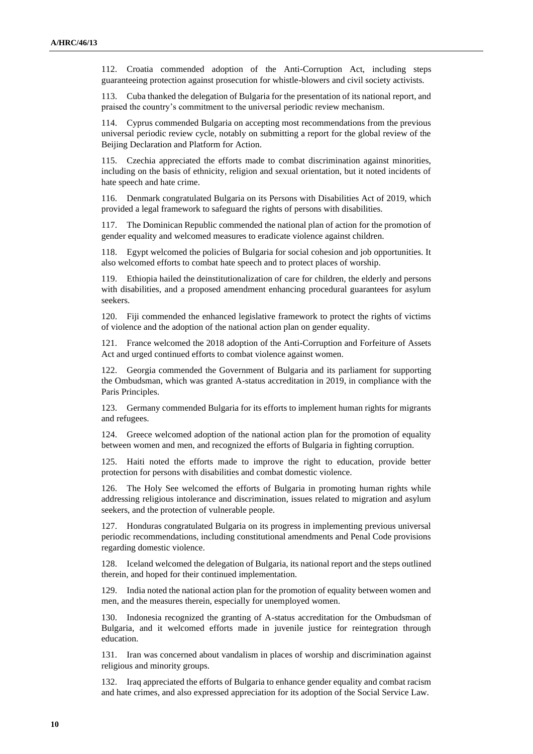112. Croatia commended adoption of the Anti-Corruption Act, including steps guaranteeing protection against prosecution for whistle-blowers and civil society activists.

113. Cuba thanked the delegation of Bulgaria for the presentation of its national report, and praised the country's commitment to the universal periodic review mechanism.

114. Cyprus commended Bulgaria on accepting most recommendations from the previous universal periodic review cycle, notably on submitting a report for the global review of the Beijing Declaration and Platform for Action.

115. Czechia appreciated the efforts made to combat discrimination against minorities, including on the basis of ethnicity, religion and sexual orientation, but it noted incidents of hate speech and hate crime.

116. Denmark congratulated Bulgaria on its Persons with Disabilities Act of 2019, which provided a legal framework to safeguard the rights of persons with disabilities.

117. The Dominican Republic commended the national plan of action for the promotion of gender equality and welcomed measures to eradicate violence against children.

118. Egypt welcomed the policies of Bulgaria for social cohesion and job opportunities. It also welcomed efforts to combat hate speech and to protect places of worship.

119. Ethiopia hailed the deinstitutionalization of care for children, the elderly and persons with disabilities, and a proposed amendment enhancing procedural guarantees for asylum seekers.

120. Fiji commended the enhanced legislative framework to protect the rights of victims of violence and the adoption of the national action plan on gender equality.

121. France welcomed the 2018 adoption of the Anti-Corruption and Forfeiture of Assets Act and urged continued efforts to combat violence against women.

122. Georgia commended the Government of Bulgaria and its parliament for supporting the Ombudsman, which was granted A-status accreditation in 2019, in compliance with the Paris Principles.

123. Germany commended Bulgaria for its efforts to implement human rights for migrants and refugees.

124. Greece welcomed adoption of the national action plan for the promotion of equality between women and men, and recognized the efforts of Bulgaria in fighting corruption.

125. Haiti noted the efforts made to improve the right to education, provide better protection for persons with disabilities and combat domestic violence.

126. The Holy See welcomed the efforts of Bulgaria in promoting human rights while addressing religious intolerance and discrimination, issues related to migration and asylum seekers, and the protection of vulnerable people.

127. Honduras congratulated Bulgaria on its progress in implementing previous universal periodic recommendations, including constitutional amendments and Penal Code provisions regarding domestic violence.

128. Iceland welcomed the delegation of Bulgaria, its national report and the steps outlined therein, and hoped for their continued implementation.

129. India noted the national action plan for the promotion of equality between women and men, and the measures therein, especially for unemployed women.

130. Indonesia recognized the granting of A-status accreditation for the Ombudsman of Bulgaria, and it welcomed efforts made in juvenile justice for reintegration through education.

131. Iran was concerned about vandalism in places of worship and discrimination against religious and minority groups.

132. Iraq appreciated the efforts of Bulgaria to enhance gender equality and combat racism and hate crimes, and also expressed appreciation for its adoption of the Social Service Law.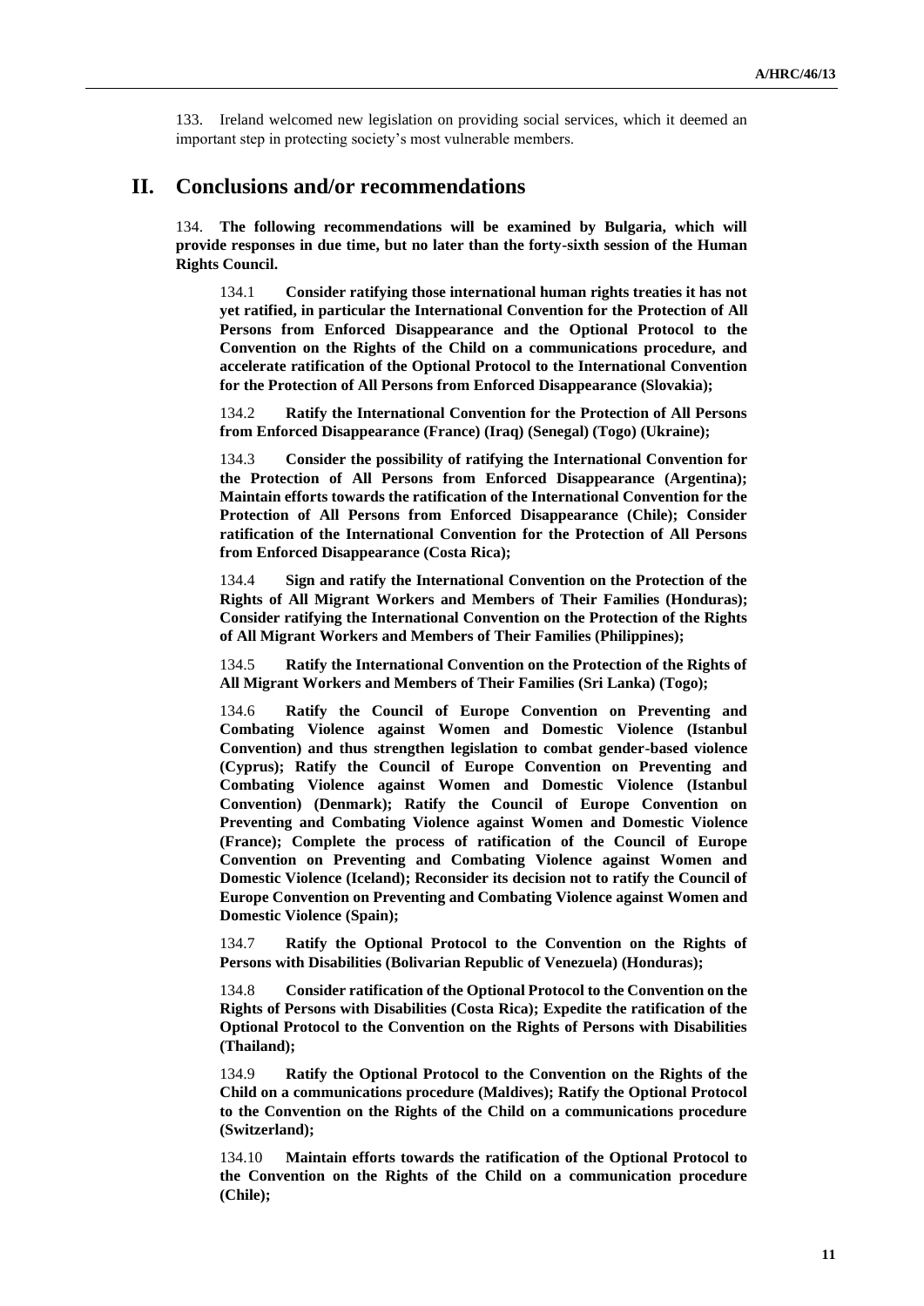133. Ireland welcomed new legislation on providing social services, which it deemed an important step in protecting society's most vulnerable members.

## II. Conclusions and/or recommendations

134. **The following recommendations will be examined by Bulgaria, which will provide responses in due time, but no later than the forty-sixth session of the Human Rights Council.**

134.1 **Consider ratifying those international human rights treaties it has not yet ratified, in particular the International Convention for the Protection of All Persons from Enforced Disappearance and the Optional Protocol to the Convention on the Rights of the Child on a communications procedure, and accelerate ratification of the Optional Protocol to the International Convention for the Protection of All Persons from Enforced Disappearance (Slovakia);**

134.2 **Ratify the International Convention for the Protection of All Persons from Enforced Disappearance (France) (Iraq) (Senegal) (Togo) (Ukraine);**

134.3 **Consider the possibility of ratifying the International Convention for the Protection of All Persons from Enforced Disappearance (Argentina); Maintain efforts towards the ratification of the International Convention for the Protection of All Persons from Enforced Disappearance (Chile); Consider ratification of the International Convention for the Protection of All Persons from Enforced Disappearance (Costa Rica);**

134.4 **Sign and ratify the International Convention on the Protection of the Rights of All Migrant Workers and Members of Their Families (Honduras); Consider ratifying the International Convention on the Protection of the Rights of All Migrant Workers and Members of Their Families (Philippines);**

134.5 **Ratify the International Convention on the Protection of the Rights of All Migrant Workers and Members of Their Families (Sri Lanka) (Togo);**

134.6 **Ratify the Council of Europe Convention on Preventing and Combating Violence against Women and Domestic Violence (Istanbul Convention) and thus strengthen legislation to combat gender-based violence (Cyprus); Ratify the Council of Europe Convention on Preventing and Combating Violence against Women and Domestic Violence (Istanbul Convention) (Denmark); Ratify the Council of Europe Convention on Preventing and Combating Violence against Women and Domestic Violence (France); Complete the process of ratification of the Council of Europe Convention on Preventing and Combating Violence against Women and Domestic Violence (Iceland); Reconsider its decision not to ratify the Council of Europe Convention on Preventing and Combating Violence against Women and Domestic Violence (Spain);**

134.7 **Ratify the Optional Protocol to the Convention on the Rights of Persons with Disabilities (Bolivarian Republic of Venezuela) (Honduras);**

134.8 **Consider ratification of the Optional Protocol to the Convention on the Rights of Persons with Disabilities (Costa Rica); Expedite the ratification of the Optional Protocol to the Convention on the Rights of Persons with Disabilities (Thailand);**

134.9 **Ratify the Optional Protocol to the Convention on the Rights of the Child on a communications procedure (Maldives); Ratify the Optional Protocol to the Convention on the Rights of the Child on a communications procedure (Switzerland);**

134.10 **Maintain efforts towards the ratification of the Optional Protocol to the Convention on the Rights of the Child on a communication procedure (Chile);**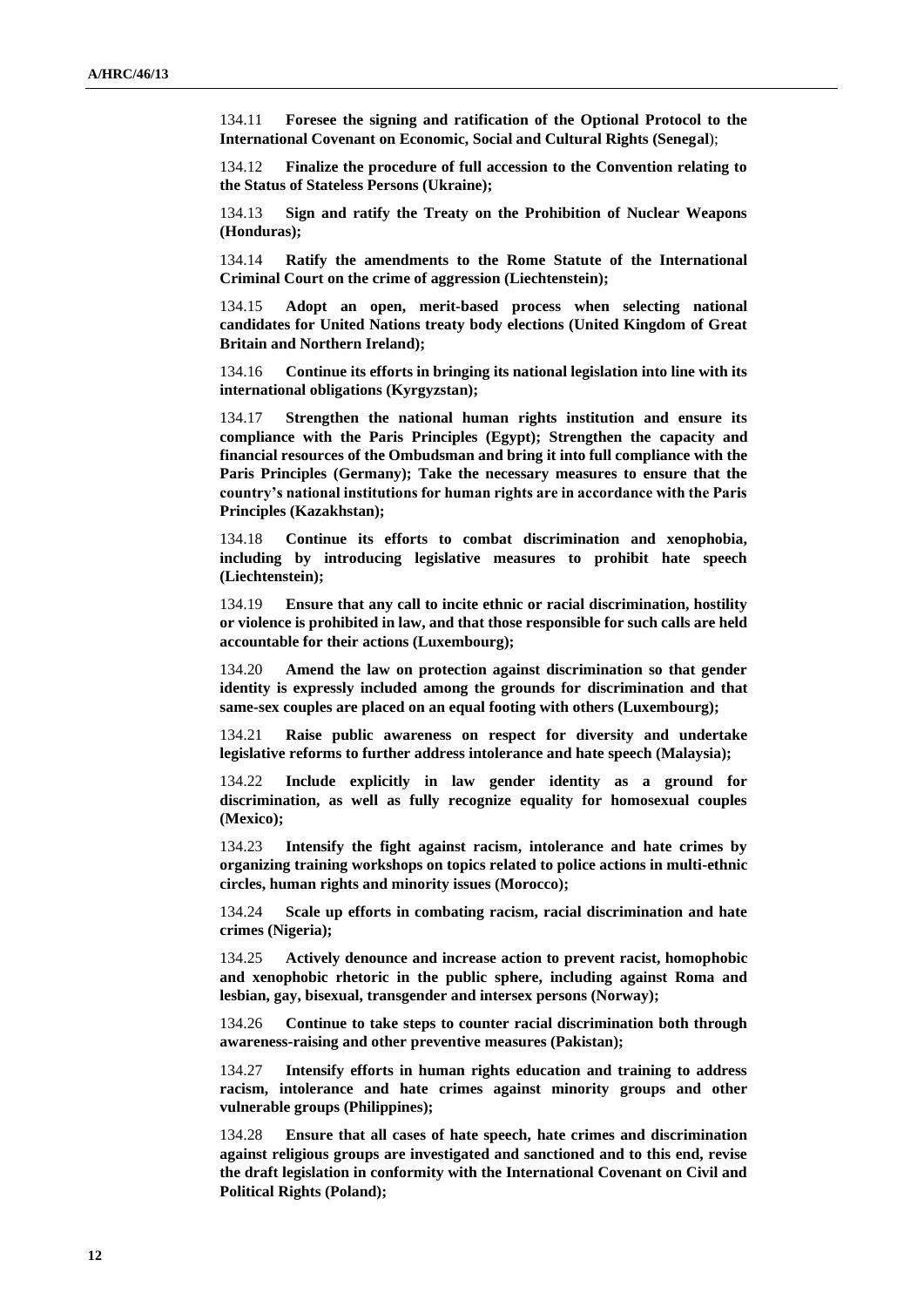134.11 **Foresee the signing and ratification of the Optional Protocol to the International Covenant on Economic, Social and Cultural Rights (Senegal**);

134.12 **Finalize the procedure of full accession to the Convention relating to the Status of Stateless Persons (Ukraine);**

134.13 **Sign and ratify the Treaty on the Prohibition of Nuclear Weapons (Honduras);**

134.14 **Ratify the amendments to the Rome Statute of the International Criminal Court on the crime of aggression (Liechtenstein);**

134.15 **Adopt an open, merit-based process when selecting national candidates for United Nations treaty body elections (United Kingdom of Great Britain and Northern Ireland);**

134.16 **Continue its efforts in bringing its national legislation into line with its international obligations (Kyrgyzstan);**

134.17 **Strengthen the national human rights institution and ensure its compliance with the Paris Principles (Egypt); Strengthen the capacity and financial resources of the Ombudsman and bring it into full compliance with the Paris Principles (Germany); Take the necessary measures to ensure that the country's national institutions for human rights are in accordance with the Paris Principles (Kazakhstan);**

134.18 **Continue its efforts to combat discrimination and xenophobia, including by introducing legislative measures to prohibit hate speech (Liechtenstein);**

134.19 **Ensure that any call to incite ethnic or racial discrimination, hostility or violence is prohibited in law, and that those responsible for such calls are held accountable for their actions (Luxembourg);**

134.20 **Amend the law on protection against discrimination so that gender identity is expressly included among the grounds for discrimination and that same-sex couples are placed on an equal footing with others (Luxembourg);**

134.21 **Raise public awareness on respect for diversity and undertake legislative reforms to further address intolerance and hate speech (Malaysia);**

134.22 **Include explicitly in law gender identity as a ground for discrimination, as well as fully recognize equality for homosexual couples (Mexico);**

134.23 **Intensify the fight against racism, intolerance and hate crimes by organizing training workshops on topics related to police actions in multi-ethnic circles, human rights and minority issues (Morocco);**

134.24 **Scale up efforts in combating racism, racial discrimination and hate crimes (Nigeria);**

134.25 **Actively denounce and increase action to prevent racist, homophobic and xenophobic rhetoric in the public sphere, including against Roma and lesbian, gay, bisexual, transgender and intersex persons (Norway);**

134.26 **Continue to take steps to counter racial discrimination both through awareness-raising and other preventive measures (Pakistan);**

134.27 **Intensify efforts in human rights education and training to address racism, intolerance and hate crimes against minority groups and other vulnerable groups (Philippines);**

134.28 **Ensure that all cases of hate speech, hate crimes and discrimination against religious groups are investigated and sanctioned and to this end, revise the draft legislation in conformity with the International Covenant on Civil and Political Rights (Poland);**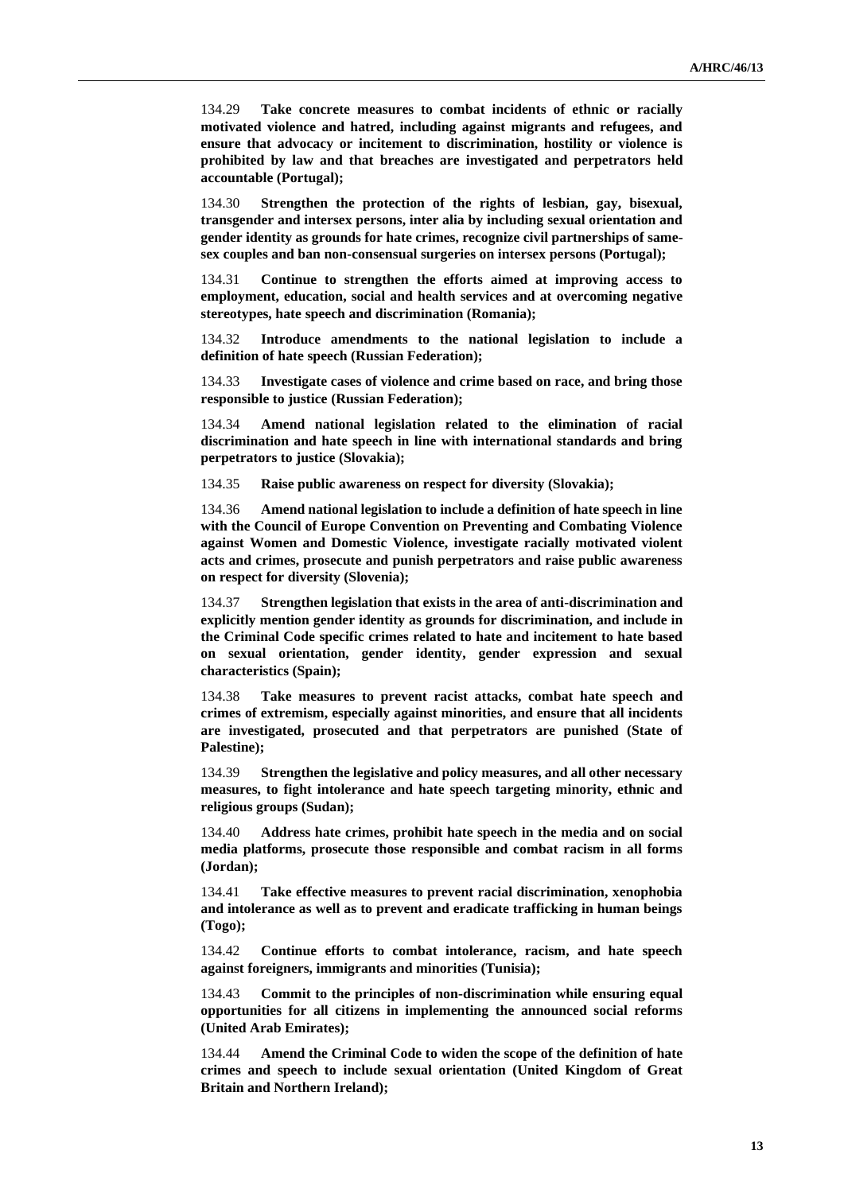134.29 **Take concrete measures to combat incidents of ethnic or racially motivated violence and hatred, including against migrants and refugees, and ensure that advocacy or incitement to discrimination, hostility or violence is prohibited by law and that breaches are investigated and perpetrators held accountable (Portugal);**

134.30 **Strengthen the protection of the rights of lesbian, gay, bisexual, transgender and intersex persons, inter alia by including sexual orientation and gender identity as grounds for hate crimes, recognize civil partnerships of same-sex couples and ban non-consensual surgeries on intersex persons (Portugal);**

134.31 **Continue to strengthen the efforts aimed at improving access to employment, education, social and health services and at overcoming negative stereotypes, hate speech and discrimination (Romania);**

134.32 **Introduce amendments to the national legislation to include a definition of hate speech (Russian Federation);**

134.33 **Investigate cases of violence and crime based on race, and bring those responsible to justice (Russian Federation);**

134.34 **Amend national legislation related to the elimination of racial discrimination and hate speech in line with international standards and bring perpetrators to justice (Slovakia);**

134.35 **Raise public awareness on respect for diversity (Slovakia);**

134.36 **Amend national legislation to include a definition of hate speech in line with the Council of Europe Convention on Preventing and Combating Violence against Women and Domestic Violence, investigate racially motivated violent acts and crimes, prosecute and punish perpetrators and raise public awareness on respect for diversity (Slovenia);**

134.37 **Strengthen legislation that exists in the area of anti-discrimination and explicitly mention gender identity as grounds for discrimination, and include in the Criminal Code specific crimes related to hate and incitement to hate based on sexual orientation, gender identity, gender expression and sexual characteristics (Spain);**

134.38 **Take measures to prevent racist attacks, combat hate speech and crimes of extremism, especially against minorities, and ensure that all incidents are investigated, prosecuted and that perpetrators are punished (State of Palestine);**

134.39 **Strengthen the legislative and policy measures, and all other necessary measures, to fight intolerance and hate speech targeting minority, ethnic and religious groups (Sudan);**

134.40 **Address hate crimes, prohibit hate speech in the media and on social media platforms, prosecute those responsible and combat racism in all forms (Jordan);**

134.41 **Take effective measures to prevent racial discrimination, xenophobia and intolerance as well as to prevent and eradicate trafficking in human beings (Togo);**

134.42 **Continue efforts to combat intolerance, racism, and hate speech against foreigners, immigrants and minorities (Tunisia);**

134.43 **Commit to the principles of non-discrimination while ensuring equal opportunities for all citizens in implementing the announced social reforms (United Arab Emirates);**

134.44 **Amend the Criminal Code to widen the scope of the definition of hate crimes and speech to include sexual orientation (United Kingdom of Great Britain and Northern Ireland);**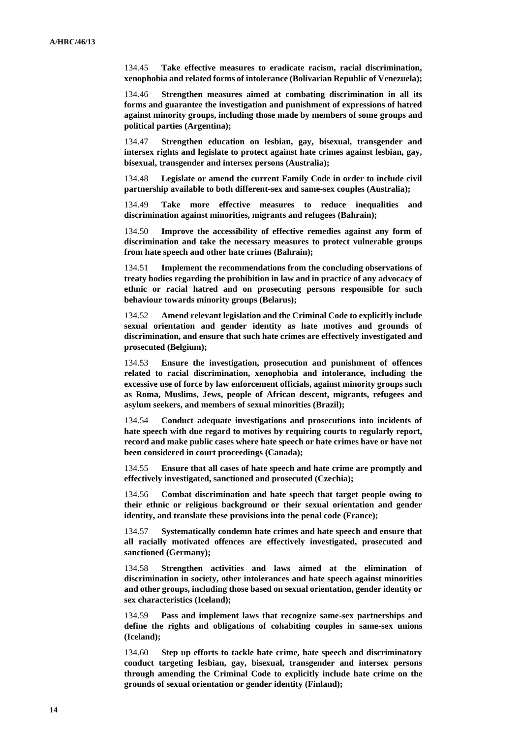134.45 **Take effective measures to eradicate racism, racial discrimination, xenophobia and related forms of intolerance (Bolivarian Republic of Venezuela);**

134.46 **Strengthen measures aimed at combating discrimination in all its forms and guarantee the investigation and punishment of expressions of hatred against minority groups, including those made by members of some groups and political parties (Argentina);**

134.47 **Strengthen education on lesbian, gay, bisexual, transgender and intersex rights and legislate to protect against hate crimes against lesbian, gay, bisexual, transgender and intersex persons (Australia);**

134.48 **Legislate or amend the current Family Code in order to include civil partnership available to both different-sex and same-sex couples (Australia);**

134.49 **Take more effective measures to reduce inequalities and discrimination against minorities, migrants and refugees (Bahrain);**

134.50 **Improve the accessibility of effective remedies against any form of discrimination and take the necessary measures to protect vulnerable groups from hate speech and other hate crimes (Bahrain);**

134.51 **Implement the recommendations from the concluding observations of treaty bodies regarding the prohibition in law and in practice of any advocacy of ethnic or racial hatred and on prosecuting persons responsible for such behaviour towards minority groups (Belarus);**

134.52 **Amend relevant legislation and the Criminal Code to explicitly include sexual orientation and gender identity as hate motives and grounds of discrimination, and ensure that such hate crimes are effectively investigated and prosecuted (Belgium);**

134.53 **Ensure the investigation, prosecution and punishment of offences related to racial discrimination, xenophobia and intolerance, including the excessive use of force by law enforcement officials, against minority groups such as Roma, Muslims, Jews, people of African descent, migrants, refugees and asylum seekers, and members of sexual minorities (Brazil);**

134.54 **Conduct adequate investigations and prosecutions into incidents of hate speech with due regard to motives by requiring courts to regularly report, record and make public cases where hate speech or hate crimes have or have not been considered in court proceedings (Canada);**

134.55 **Ensure that all cases of hate speech and hate crime are promptly and effectively investigated, sanctioned and prosecuted (Czechia);**

134.56 **Combat discrimination and hate speech that target people owing to their ethnic or religious background or their sexual orientation and gender identity, and translate these provisions into the penal code (France);**

134.57 **Systematically condemn hate crimes and hate speech and ensure that all racially motivated offences are effectively investigated, prosecuted and sanctioned (Germany);**

134.58 **Strengthen activities and laws aimed at the elimination of discrimination in society, other intolerances and hate speech against minorities and other groups, including those based on sexual orientation, gender identity or sex characteristics (Iceland);**

134.59 **Pass and implement laws that recognize same-sex partnerships and define the rights and obligations of cohabiting couples in same-sex unions (Iceland);**

134.60 **Step up efforts to tackle hate crime, hate speech and discriminatory conduct targeting lesbian, gay, bisexual, transgender and intersex persons through amending the Criminal Code to explicitly include hate crime on the grounds of sexual orientation or gender identity (Finland);**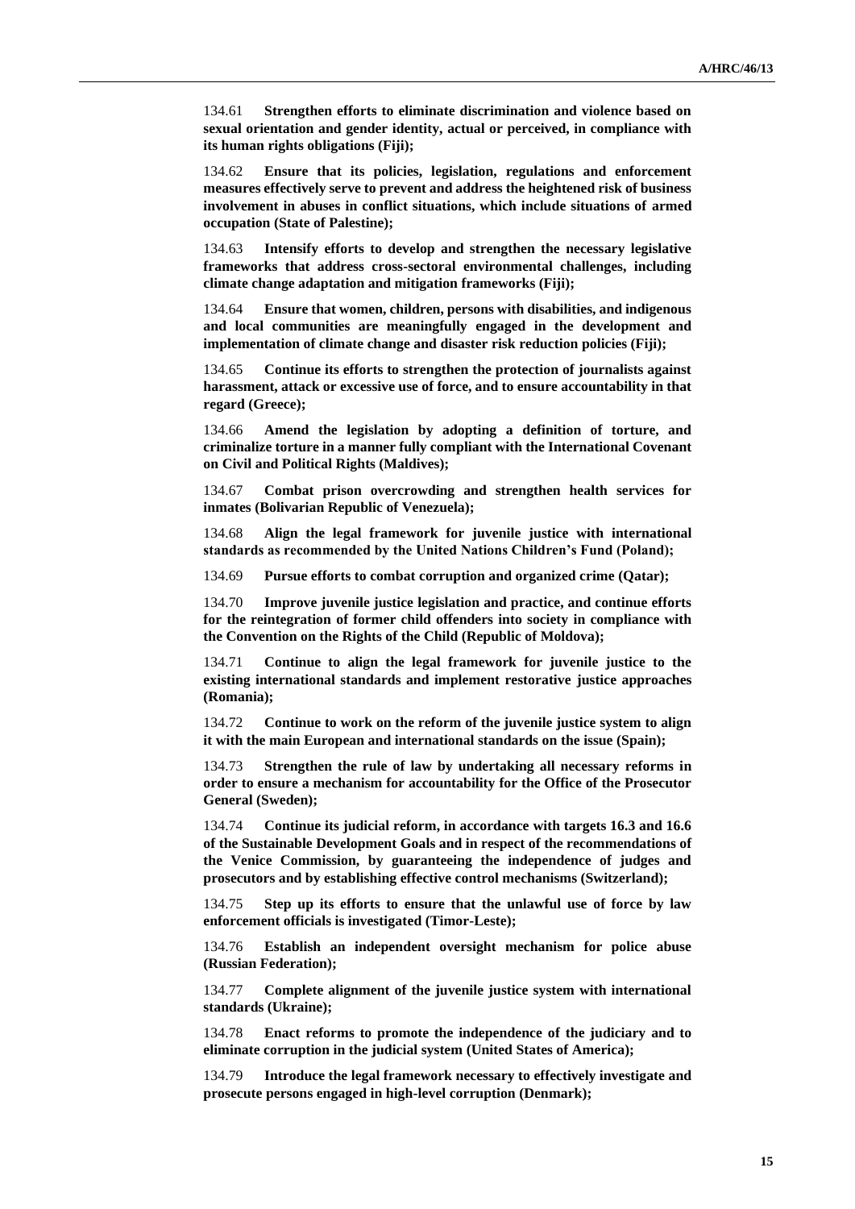134.61 **Strengthen efforts to eliminate discrimination and violence based on sexual orientation and gender identity, actual or perceived, in compliance with its human rights obligations (Fiji);**

134.62 **Ensure that its policies, legislation, regulations and enforcement measures effectively serve to prevent and address the heightened risk of business involvement in abuses in conflict situations, which include situations of armed occupation (State of Palestine);**

134.63 **Intensify efforts to develop and strengthen the necessary legislative frameworks that address cross-sectoral environmental challenges, including climate change adaptation and mitigation frameworks (Fiji);**

134.64 **Ensure that women, children, persons with disabilities, and indigenous and local communities are meaningfully engaged in the development and implementation of climate change and disaster risk reduction policies (Fiji);**

134.65 **Continue its efforts to strengthen the protection of journalists against harassment, attack or excessive use of force, and to ensure accountability in that regard (Greece);**

134.66 **Amend the legislation by adopting a definition of torture, and criminalize torture in a manner fully compliant with the International Covenant on Civil and Political Rights (Maldives);**

134.67 **Combat prison overcrowding and strengthen health services for inmates (Bolivarian Republic of Venezuela);**

134.68 **Align the legal framework for juvenile justice with international standards as recommended by the United Nations Children's Fund (Poland);**

134.69 **Pursue efforts to combat corruption and organized crime (Qatar);**

134.70 **Improve juvenile justice legislation and practice, and continue efforts for the reintegration of former child offenders into society in compliance with the Convention on the Rights of the Child (Republic of Moldova);**

134.71 **Continue to align the legal framework for juvenile justice to the existing international standards and implement restorative justice approaches (Romania);**

134.72 **Continue to work on the reform of the juvenile justice system to align it with the main European and international standards on the issue (Spain);**

134.73 **Strengthen the rule of law by undertaking all necessary reforms in order to ensure a mechanism for accountability for the Office of the Prosecutor General (Sweden);**

134.74 **Continue its judicial reform, in accordance with targets 16.3 and 16.6 of the Sustainable Development Goals and in respect of the recommendations of the Venice Commission, by guaranteeing the independence of judges and prosecutors and by establishing effective control mechanisms (Switzerland);**

134.75 **Step up its efforts to ensure that the unlawful use of force by law enforcement officials is investigated (Timor-Leste);**

134.76 **Establish an independent oversight mechanism for police abuse (Russian Federation);**

134.77 **Complete alignment of the juvenile justice system with international standards (Ukraine);**

134.78 **Enact reforms to promote the independence of the judiciary and to eliminate corruption in the judicial system (United States of America);**

134.79 **Introduce the legal framework necessary to effectively investigate and prosecute persons engaged in high-level corruption (Denmark);**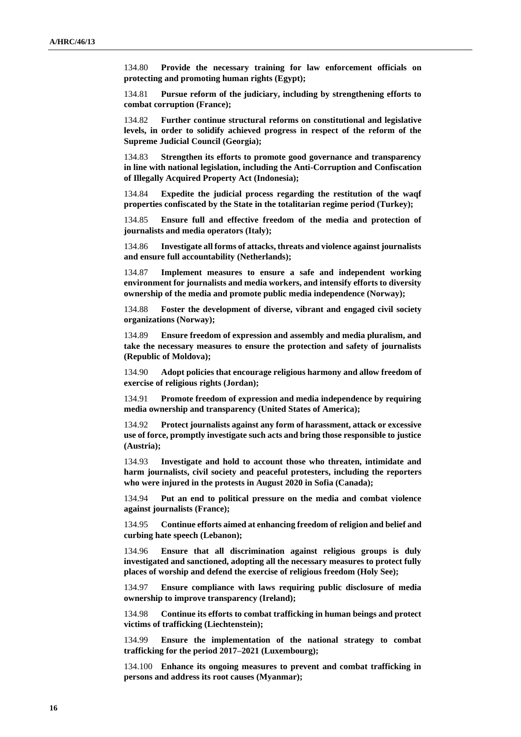134.80 **Provide the necessary training for law enforcement officials on protecting and promoting human rights (Egypt);**

134.81 **Pursue reform of the judiciary, including by strengthening efforts to combat corruption (France);**

134.82 **Further continue structural reforms on constitutional and legislative levels, in order to solidify achieved progress in respect of the reform of the Supreme Judicial Council (Georgia);**

134.83 **Strengthen its efforts to promote good governance and transparency in line with national legislation, including the Anti-Corruption and Confiscation of Illegally Acquired Property Act (Indonesia);**

134.84 **Expedite the judicial process regarding the restitution of the waqf properties confiscated by the State in the totalitarian regime period (Turkey);**

134.85 **Ensure full and effective freedom of the media and protection of journalists and media operators (Italy);**

134.86 **Investigate all forms of attacks, threats and violence against journalists and ensure full accountability (Netherlands);**

134.87 **Implement measures to ensure a safe and independent working environment for journalists and media workers, and intensify efforts to diversity ownership of the media and promote public media independence (Norway);**

134.88 **Foster the development of diverse, vibrant and engaged civil society organizations (Norway);**

134.89 **Ensure freedom of expression and assembly and media pluralism, and take the necessary measures to ensure the protection and safety of journalists (Republic of Moldova);**

134.90 **Adopt policies that encourage religious harmony and allow freedom of exercise of religious rights (Jordan);**

134.91 **Promote freedom of expression and media independence by requiring media ownership and transparency (United States of America);**

134.92 **Protect journalists against any form of harassment, attack or excessive use of force, promptly investigate such acts and bring those responsible to justice (Austria);**

134.93 **Investigate and hold to account those who threaten, intimidate and harm journalists, civil society and peaceful protesters, including the reporters who were injured in the protests in August 2020 in Sofia (Canada);**

134.94 **Put an end to political pressure on the media and combat violence against journalists (France);**

134.95 **Continue efforts aimed at enhancing freedom of religion and belief and curbing hate speech (Lebanon);**

134.96 **Ensure that all discrimination against religious groups is duly investigated and sanctioned, adopting all the necessary measures to protect fully places of worship and defend the exercise of religious freedom (Holy See);**

134.97 **Ensure compliance with laws requiring public disclosure of media ownership to improve transparency (Ireland);**

134.98 **Continue its efforts to combat trafficking in human beings and protect victims of trafficking (Liechtenstein);**

134.99 **Ensure the implementation of the national strategy to combat trafficking for the period 2017–2021 (Luxembourg);**

134.100 **Enhance its ongoing measures to prevent and combat trafficking in persons and address its root causes (Myanmar);**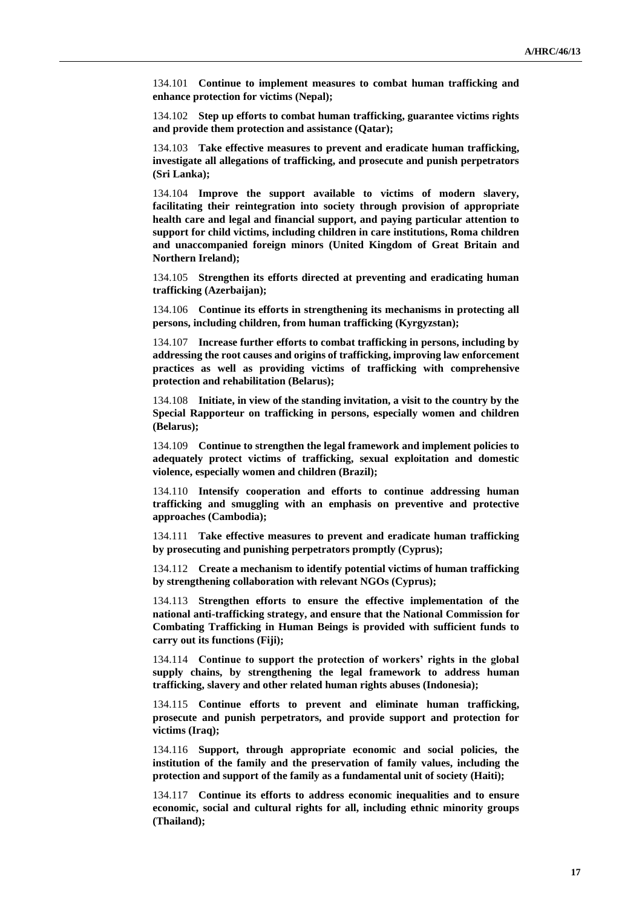134.101 **Continue to implement measures to combat human trafficking and enhance protection for victims (Nepal);**

134.102 **Step up efforts to combat human trafficking, guarantee victims rights and provide them protection and assistance (Qatar);**

134.103 **Take effective measures to prevent and eradicate human trafficking, investigate all allegations of trafficking, and prosecute and punish perpetrators (Sri Lanka);**

134.104 **Improve the support available to victims of modern slavery, facilitating their reintegration into society through provision of appropriate health care and legal and financial support, and paying particular attention to support for child victims, including children in care institutions, Roma children and unaccompanied foreign minors (United Kingdom of Great Britain and Northern Ireland);**

134.105 **Strengthen its efforts directed at preventing and eradicating human trafficking (Azerbaijan);**

134.106 **Continue its efforts in strengthening its mechanisms in protecting all persons, including children, from human trafficking (Kyrgyzstan);**

134.107 **Increase further efforts to combat trafficking in persons, including by addressing the root causes and origins of trafficking, improving law enforcement practices as well as providing victims of trafficking with comprehensive protection and rehabilitation (Belarus);**

134.108 **Initiate, in view of the standing invitation, a visit to the country by the Special Rapporteur on trafficking in persons, especially women and children (Belarus);**

134.109 **Continue to strengthen the legal framework and implement policies to adequately protect victims of trafficking, sexual exploitation and domestic violence, especially women and children (Brazil);**

134.110 **Intensify cooperation and efforts to continue addressing human trafficking and smuggling with an emphasis on preventive and protective approaches (Cambodia);**

134.111 **Take effective measures to prevent and eradicate human trafficking by prosecuting and punishing perpetrators promptly (Cyprus);**

134.112 **Create a mechanism to identify potential victims of human trafficking by strengthening collaboration with relevant NGOs (Cyprus);**

134.113 **Strengthen efforts to ensure the effective implementation of the national anti-trafficking strategy, and ensure that the National Commission for Combating Trafficking in Human Beings is provided with sufficient funds to carry out its functions (Fiji);**

134.114 **Continue to support the protection of workers' rights in the global supply chains, by strengthening the legal framework to address human trafficking, slavery and other related human rights abuses (Indonesia);**

134.115 **Continue efforts to prevent and eliminate human trafficking, prosecute and punish perpetrators, and provide support and protection for victims (Iraq);**

134.116 **Support, through appropriate economic and social policies, the institution of the family and the preservation of family values, including the protection and support of the family as a fundamental unit of society (Haiti);**

134.117 **Continue its efforts to address economic inequalities and to ensure economic, social and cultural rights for all, including ethnic minority groups (Thailand);**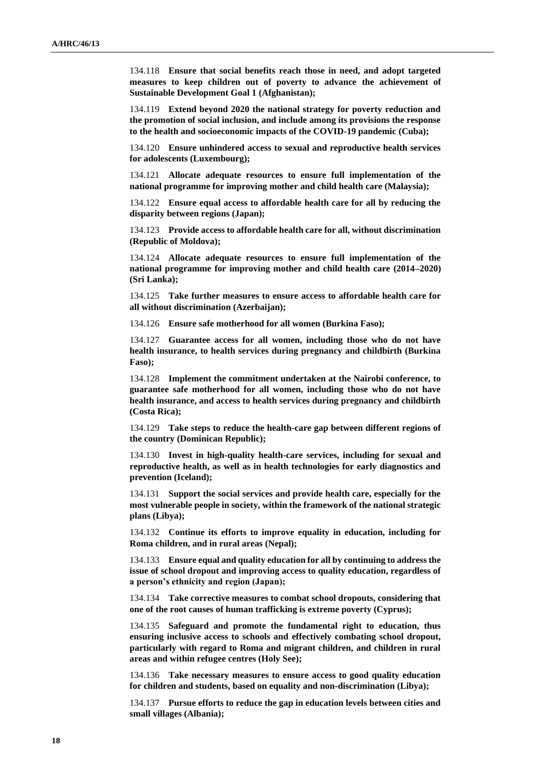134.118 **Ensure that social benefits reach those in need, and adopt targeted measures to keep children out of poverty to advance the achievement of Sustainable Development Goal 1 (Afghanistan);**

134.119 **Extend beyond 2020 the national strategy for poverty reduction and the promotion of social inclusion, and include among its provisions the response to the health and socioeconomic impacts of the COVID-19 pandemic (Cuba);**

134.120 **Ensure unhindered access to sexual and reproductive health services for adolescents (Luxembourg);**

134.121 **Allocate adequate resources to ensure full implementation of the national programme for improving mother and child health care (Malaysia);**

134.122 **Ensure equal access to affordable health care for all by reducing the disparity between regions (Japan);**

134.123 **Provide access to affordable health care for all, without discrimination (Republic of Moldova);**

134.124 **Allocate adequate resources to ensure full implementation of the national programme for improving mother and child health care (2014–2020) (Sri Lanka);**

134.125 **Take further measures to ensure access to affordable health care for all without discrimination (Azerbaijan);**

134.126 **Ensure safe motherhood for all women (Burkina Faso);**

134.127 **Guarantee access for all women, including those who do not have health insurance, to health services during pregnancy and childbirth (Burkina Faso);**

134.128 **Implement the commitment undertaken at the Nairobi conference, to guarantee safe motherhood for all women, including those who do not have health insurance, and access to health services during pregnancy and childbirth (Costa Rica);**

134.129 **Take steps to reduce the health-care gap between different regions of the country (Dominican Republic);**

134.130 **Invest in high-quality health-care services, including for sexual and reproductive health, as well as in health technologies for early diagnostics and prevention (Iceland);**

134.131 **Support the social services and provide health care, especially for the most vulnerable people in society, within the framework of the national strategic plans (Libya);**

134.132 **Continue its efforts to improve equality in education, including for Roma children, and in rural areas (Nepal);**

134.133 **Ensure equal and quality education for all by continuing to address the issue of school dropout and improving access to quality education, regardless of a person's ethnicity and region (Japan);**

134.134 **Take corrective measures to combat school dropouts, considering that one of the root causes of human trafficking is extreme poverty (Cyprus);**

134.135 **Safeguard and promote the fundamental right to education, thus ensuring inclusive access to schools and effectively combating school dropout, particularly with regard to Roma and migrant children, and children in rural areas and within refugee centres (Holy See);**

134.136 **Take necessary measures to ensure access to good quality education for children and students, based on equality and non-discrimination (Libya);**

134.137 **Pursue efforts to reduce the gap in education levels between cities and small villages (Albania);**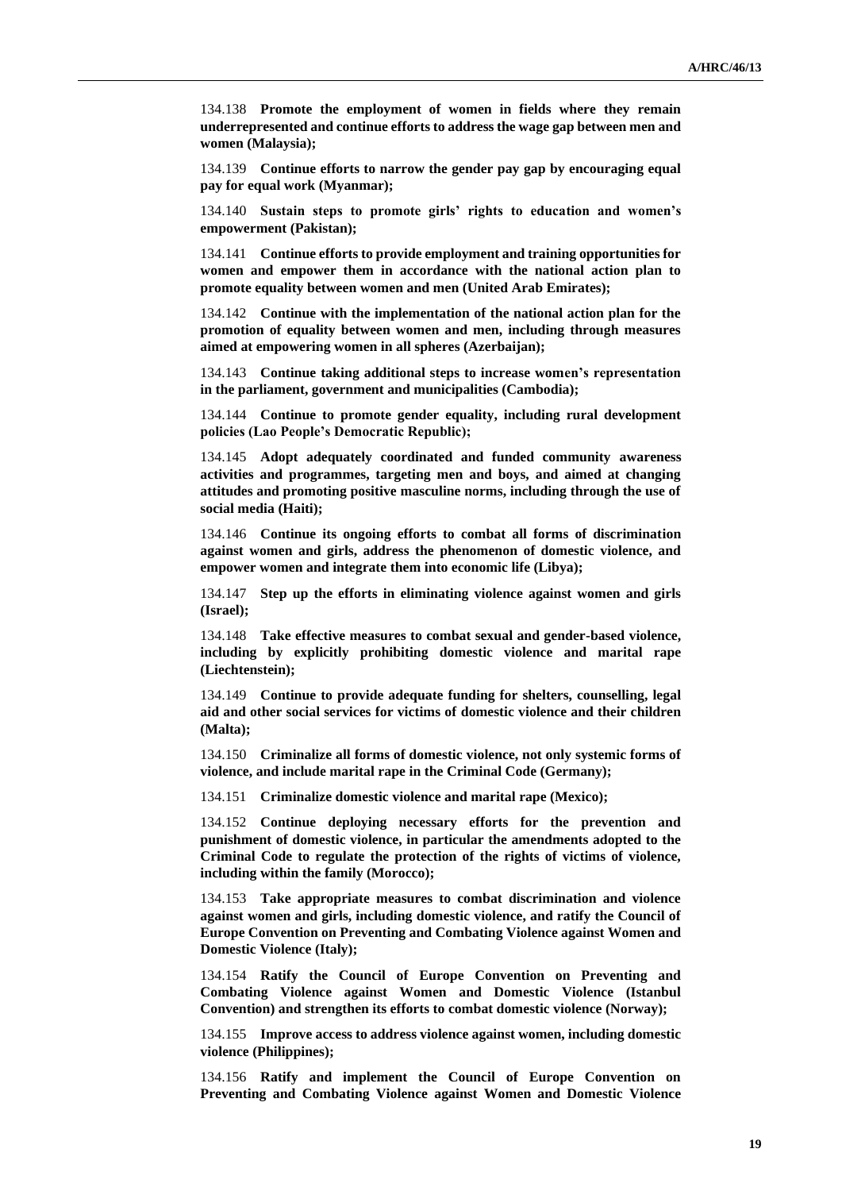134.138 **Promote the employment of women in fields where they remain underrepresented and continue efforts to address the wage gap between men and women (Malaysia);**

134.139 **Continue efforts to narrow the gender pay gap by encouraging equal pay for equal work (Myanmar);**

134.140 **Sustain steps to promote girls' rights to education and women's empowerment (Pakistan);**

134.141 **Continue efforts to provide employment and training opportunities for women and empower them in accordance with the national action plan to promote equality between women and men (United Arab Emirates);**

134.142 **Continue with the implementation of the national action plan for the promotion of equality between women and men, including through measures aimed at empowering women in all spheres (Azerbaijan);**

134.143 **Continue taking additional steps to increase women's representation in the parliament, government and municipalities (Cambodia);**

134.144 **Continue to promote gender equality, including rural development policies (Lao People's Democratic Republic);**

134.145 **Adopt adequately coordinated and funded community awareness activities and programmes, targeting men and boys, and aimed at changing attitudes and promoting positive masculine norms, including through the use of social media (Haiti);**

134.146 **Continue its ongoing efforts to combat all forms of discrimination against women and girls, address the phenomenon of domestic violence, and empower women and integrate them into economic life (Libya);**

134.147 **Step up the efforts in eliminating violence against women and girls (Israel);**

134.148 **Take effective measures to combat sexual and gender-based violence, including by explicitly prohibiting domestic violence and marital rape (Liechtenstein);**

134.149 **Continue to provide adequate funding for shelters, counselling, legal aid and other social services for victims of domestic violence and their children (Malta);**

134.150 **Criminalize all forms of domestic violence, not only systemic forms of violence, and include marital rape in the Criminal Code (Germany);**

134.151 **Criminalize domestic violence and marital rape (Mexico);**

134.152 **Continue deploying necessary efforts for the prevention and punishment of domestic violence, in particular the amendments adopted to the Criminal Code to regulate the protection of the rights of victims of violence, including within the family (Morocco);**

134.153 **Take appropriate measures to combat discrimination and violence against women and girls, including domestic violence, and ratify the Council of Europe Convention on Preventing and Combating Violence against Women and Domestic Violence (Italy);**

134.154 **Ratify the Council of Europe Convention on Preventing and Combating Violence against Women and Domestic Violence (Istanbul Convention) and strengthen its efforts to combat domestic violence (Norway);**

134.155 **Improve access to address violence against women, including domestic violence (Philippines);**

134.156 **Ratify and implement the Council of Europe Convention on Preventing and Combating Violence against Women and Domestic Violence**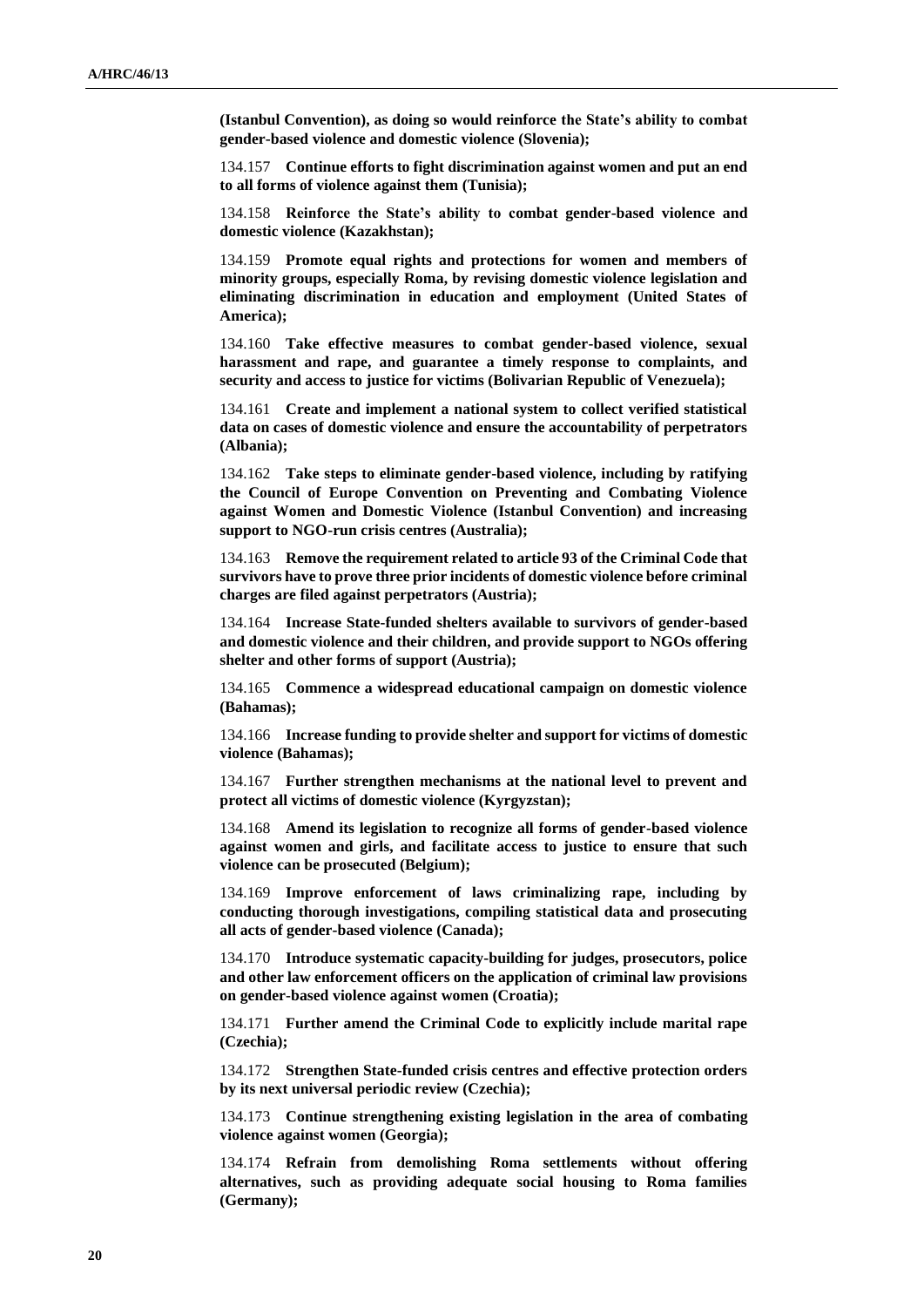**(Istanbul Convention), as doing so would reinforce the State's ability to combat gender-based violence and domestic violence (Slovenia);**

134.157 **Continue efforts to fight discrimination against women and put an end to all forms of violence against them (Tunisia);**

134.158 **Reinforce the State's ability to combat gender-based violence and domestic violence (Kazakhstan);**

134.159 **Promote equal rights and protections for women and members of minority groups, especially Roma, by revising domestic violence legislation and eliminating discrimination in education and employment (United States of America);**

134.160 **Take effective measures to combat gender-based violence, sexual harassment and rape, and guarantee a timely response to complaints, and security and access to justice for victims (Bolivarian Republic of Venezuela);**

134.161 **Create and implement a national system to collect verified statistical data on cases of domestic violence and ensure the accountability of perpetrators (Albania);**

134.162 **Take steps to eliminate gender-based violence, including by ratifying the Council of Europe Convention on Preventing and Combating Violence against Women and Domestic Violence (Istanbul Convention) and increasing support to NGO-run crisis centres (Australia);**

134.163 **Remove the requirement related to article 93 of the Criminal Code that survivors have to prove three prior incidents of domestic violence before criminal charges are filed against perpetrators (Austria);**

134.164 **Increase State-funded shelters available to survivors of gender-based and domestic violence and their children, and provide support to NGOs offering shelter and other forms of support (Austria);**

134.165 **Commence a widespread educational campaign on domestic violence (Bahamas);**

134.166 **Increase funding to provide shelter and support for victims of domestic violence (Bahamas);**

134.167 **Further strengthen mechanisms at the national level to prevent and protect all victims of domestic violence (Kyrgyzstan);**

134.168 **Amend its legislation to recognize all forms of gender-based violence against women and girls, and facilitate access to justice to ensure that such violence can be prosecuted (Belgium);**

134.169 **Improve enforcement of laws criminalizing rape, including by conducting thorough investigations, compiling statistical data and prosecuting all acts of gender-based violence (Canada);**

134.170 **Introduce systematic capacity-building for judges, prosecutors, police and other law enforcement officers on the application of criminal law provisions on gender-based violence against women (Croatia);**

134.171 **Further amend the Criminal Code to explicitly include marital rape (Czechia);**

134.172 **Strengthen State-funded crisis centres and effective protection orders by its next universal periodic review (Czechia);**

134.173 **Continue strengthening existing legislation in the area of combating violence against women (Georgia);**

134.174 **Refrain from demolishing Roma settlements without offering alternatives, such as providing adequate social housing to Roma families (Germany);**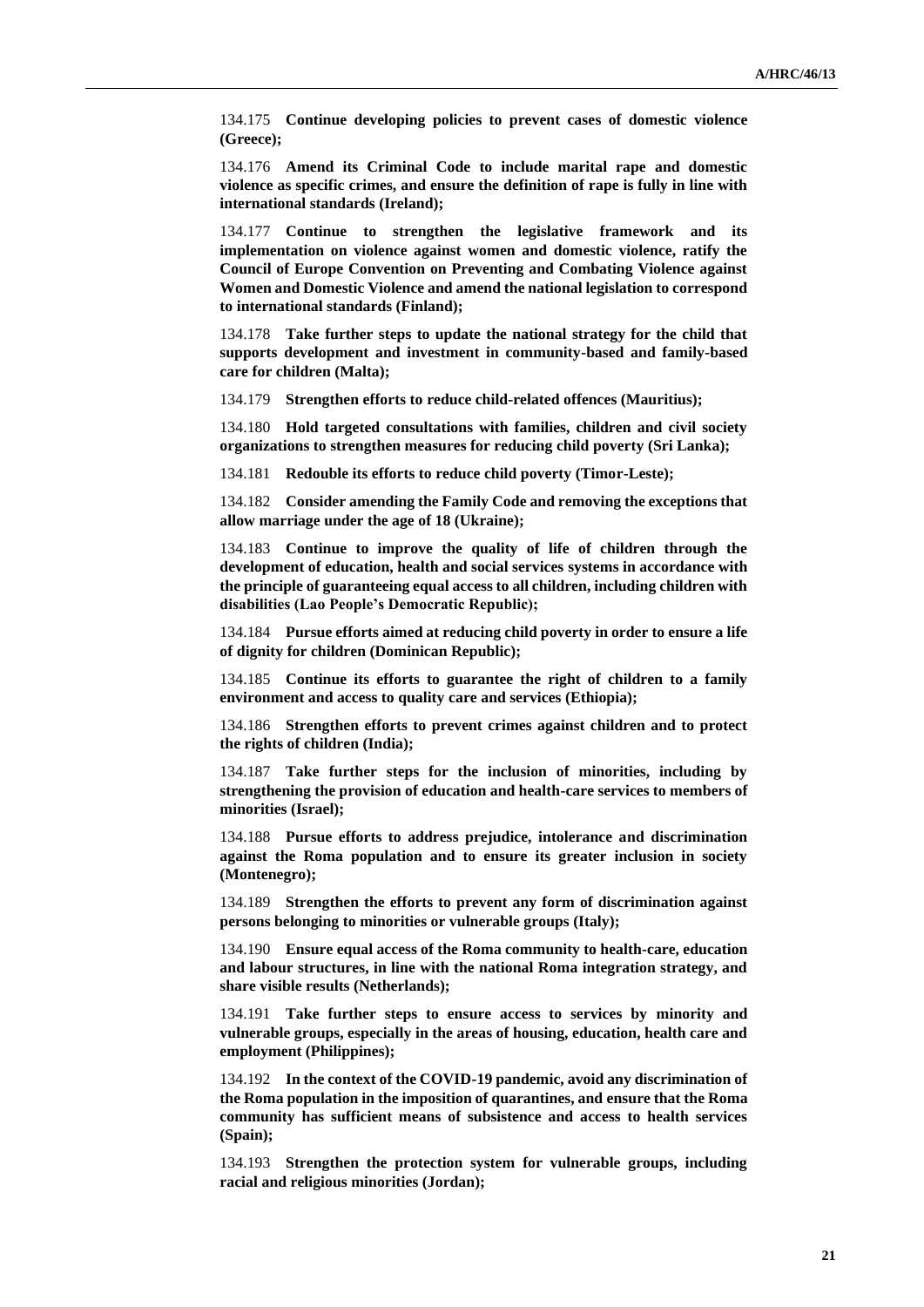134.175 **Continue developing policies to prevent cases of domestic violence (Greece);**

134.176 **Amend its Criminal Code to include marital rape and domestic violence as specific crimes, and ensure the definition of rape is fully in line with international standards (Ireland);**

134.177 **Continue to strengthen the legislative framework and its implementation on violence against women and domestic violence, ratify the Council of Europe Convention on Preventing and Combating Violence against Women and Domestic Violence and amend the national legislation to correspond to international standards (Finland);**

134.178 **Take further steps to update the national strategy for the child that supports development and investment in community-based and family-based care for children (Malta);**

134.179 **Strengthen efforts to reduce child-related offences (Mauritius);**

134.180 **Hold targeted consultations with families, children and civil society organizations to strengthen measures for reducing child poverty (Sri Lanka);**

134.181 **Redouble its efforts to reduce child poverty (Timor-Leste);**

134.182 **Consider amending the Family Code and removing the exceptions that allow marriage under the age of 18 (Ukraine);**

134.183 **Continue to improve the quality of life of children through the development of education, health and social services systems in accordance with the principle of guaranteeing equal access to all children, including children with disabilities (Lao People's Democratic Republic);**

134.184 **Pursue efforts aimed at reducing child poverty in order to ensure a life of dignity for children (Dominican Republic);**

134.185 **Continue its efforts to guarantee the right of children to a family environment and access to quality care and services (Ethiopia);**

134.186 **Strengthen efforts to prevent crimes against children and to protect the rights of children (India);**

134.187 **Take further steps for the inclusion of minorities, including by strengthening the provision of education and health-care services to members of minorities (Israel);**

134.188 **Pursue efforts to address prejudice, intolerance and discrimination against the Roma population and to ensure its greater inclusion in society (Montenegro);**

134.189 **Strengthen the efforts to prevent any form of discrimination against persons belonging to minorities or vulnerable groups (Italy);**

134.190 **Ensure equal access of the Roma community to health-care, education and labour structures, in line with the national Roma integration strategy, and share visible results (Netherlands);**

134.191 **Take further steps to ensure access to services by minority and vulnerable groups, especially in the areas of housing, education, health care and employment (Philippines);**

134.192 **In the context of the COVID-19 pandemic, avoid any discrimination of the Roma population in the imposition of quarantines, and ensure that the Roma community has sufficient means of subsistence and access to health services (Spain);**

134.193 **Strengthen the protection system for vulnerable groups, including racial and religious minorities (Jordan);**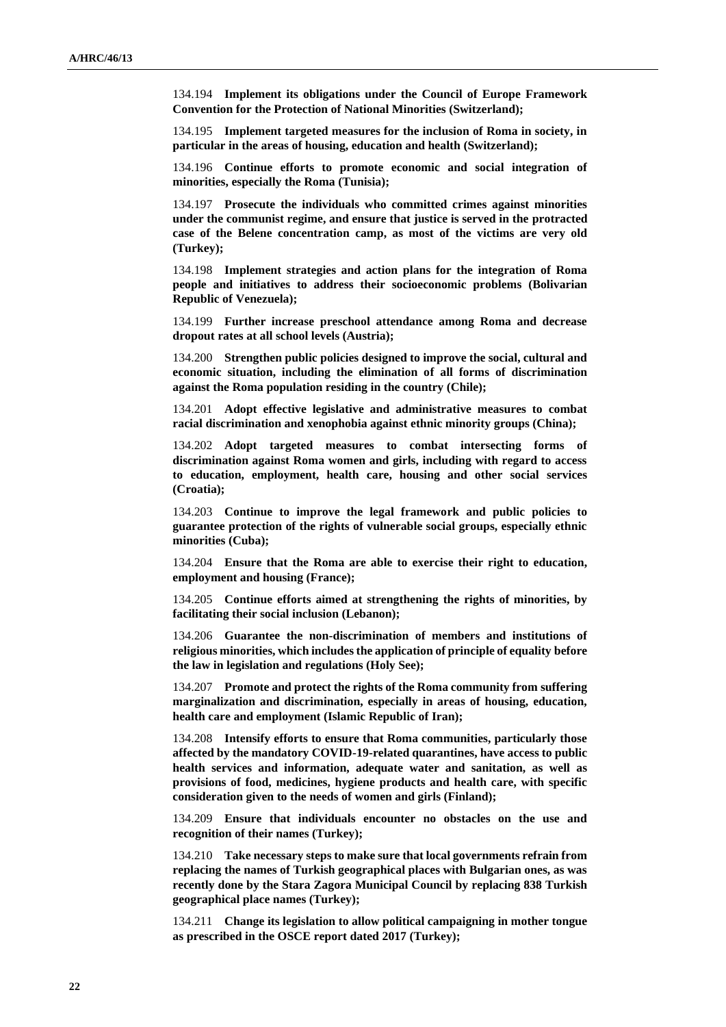134.194 **Implement its obligations under the Council of Europe Framework Convention for the Protection of National Minorities (Switzerland);**

134.195 **Implement targeted measures for the inclusion of Roma in society, in particular in the areas of housing, education and health (Switzerland);**

134.196 **Continue efforts to promote economic and social integration of minorities, especially the Roma (Tunisia);**

134.197 **Prosecute the individuals who committed crimes against minorities under the communist regime, and ensure that justice is served in the protracted case of the Belene concentration camp, as most of the victims are very old (Turkey);**

134.198 **Implement strategies and action plans for the integration of Roma people and initiatives to address their socioeconomic problems (Bolivarian Republic of Venezuela);**

134.199 **Further increase preschool attendance among Roma and decrease dropout rates at all school levels (Austria);**

134.200 **Strengthen public policies designed to improve the social, cultural and economic situation, including the elimination of all forms of discrimination against the Roma population residing in the country (Chile);**

134.201 **Adopt effective legislative and administrative measures to combat racial discrimination and xenophobia against ethnic minority groups (China);**

134.202 **Adopt targeted measures to combat intersecting forms of discrimination against Roma women and girls, including with regard to access to education, employment, health care, housing and other social services (Croatia);**

134.203 **Continue to improve the legal framework and public policies to guarantee protection of the rights of vulnerable social groups, especially ethnic minorities (Cuba);**

134.204 **Ensure that the Roma are able to exercise their right to education, employment and housing (France);**

134.205 **Continue efforts aimed at strengthening the rights of minorities, by facilitating their social inclusion (Lebanon);**

134.206 **Guarantee the non-discrimination of members and institutions of religious minorities, which includes the application of principle of equality before the law in legislation and regulations (Holy See);**

134.207 **Promote and protect the rights of the Roma community from suffering marginalization and discrimination, especially in areas of housing, education, health care and employment (Islamic Republic of Iran);**

134.208 **Intensify efforts to ensure that Roma communities, particularly those affected by the mandatory COVID-19-related quarantines, have access to public health services and information, adequate water and sanitation, as well as provisions of food, medicines, hygiene products and health care, with specific consideration given to the needs of women and girls (Finland);**

134.209 **Ensure that individuals encounter no obstacles on the use and recognition of their names (Turkey);**

134.210 **Take necessary steps to make sure that local governments refrain from replacing the names of Turkish geographical places with Bulgarian ones, as was recently done by the Stara Zagora Municipal Council by replacing 838 Turkish geographical place names (Turkey);**

134.211 **Change its legislation to allow political campaigning in mother tongue as prescribed in the OSCE report dated 2017 (Turkey);**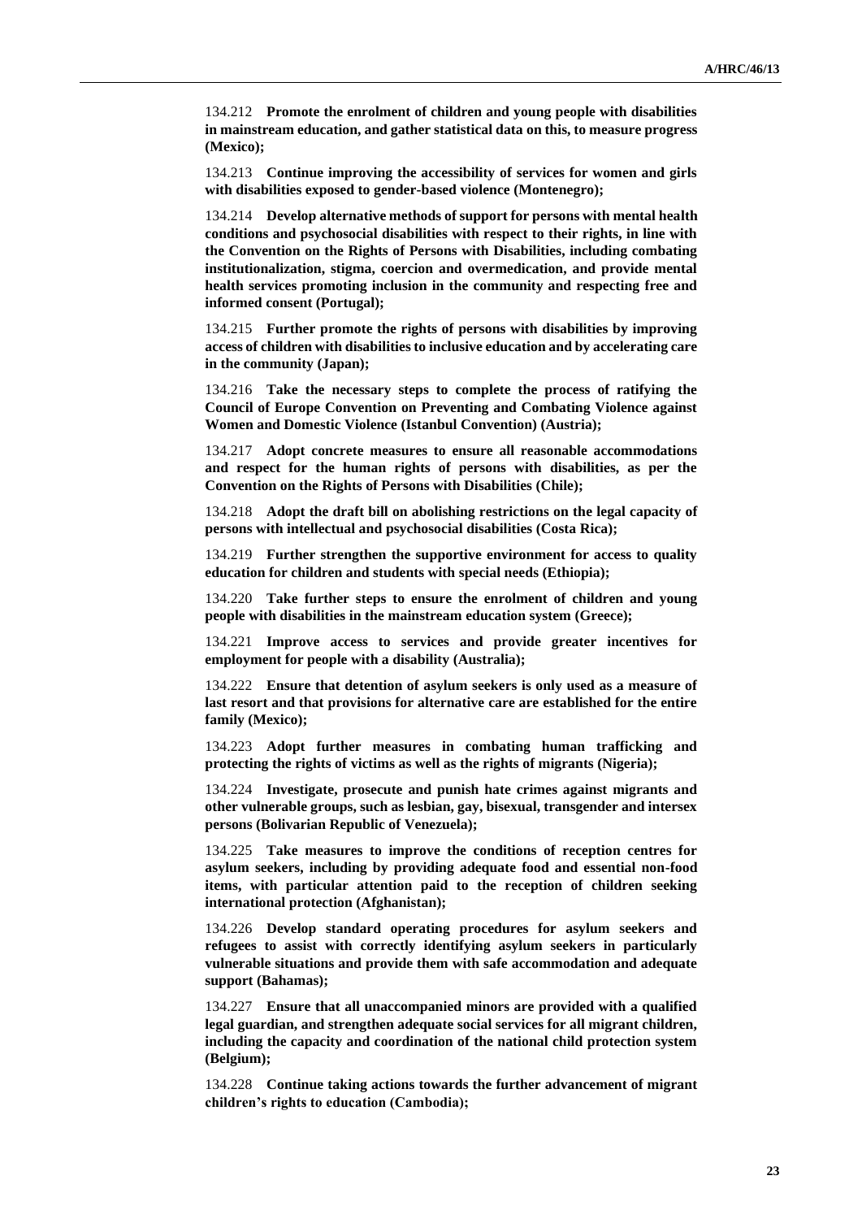134.212 **Promote the enrolment of children and young people with disabilities in mainstream education, and gather statistical data on this, to measure progress (Mexico);**

134.213 **Continue improving the accessibility of services for women and girls with disabilities exposed to gender-based violence (Montenegro);**

134.214 **Develop alternative methods of support for persons with mental health conditions and psychosocial disabilities with respect to their rights, in line with the Convention on the Rights of Persons with Disabilities, including combating institutionalization, stigma, coercion and overmedication, and provide mental health services promoting inclusion in the community and respecting free and informed consent (Portugal);**

134.215 **Further promote the rights of persons with disabilities by improving access of children with disabilities to inclusive education and by accelerating care in the community (Japan);**

134.216 **Take the necessary steps to complete the process of ratifying the Council of Europe Convention on Preventing and Combating Violence against Women and Domestic Violence (Istanbul Convention) (Austria);**

134.217 **Adopt concrete measures to ensure all reasonable accommodations and respect for the human rights of persons with disabilities, as per the Convention on the Rights of Persons with Disabilities (Chile);**

134.218 **Adopt the draft bill on abolishing restrictions on the legal capacity of persons with intellectual and psychosocial disabilities (Costa Rica);**

134.219 **Further strengthen the supportive environment for access to quality education for children and students with special needs (Ethiopia);**

134.220 **Take further steps to ensure the enrolment of children and young people with disabilities in the mainstream education system (Greece);**

134.221 **Improve access to services and provide greater incentives for employment for people with a disability (Australia);**

134.222 **Ensure that detention of asylum seekers is only used as a measure of last resort and that provisions for alternative care are established for the entire family (Mexico);**

134.223 **Adopt further measures in combating human trafficking and protecting the rights of victims as well as the rights of migrants (Nigeria);**

134.224 **Investigate, prosecute and punish hate crimes against migrants and other vulnerable groups, such as lesbian, gay, bisexual, transgender and intersex persons (Bolivarian Republic of Venezuela);**

134.225 **Take measures to improve the conditions of reception centres for asylum seekers, including by providing adequate food and essential non-food items, with particular attention paid to the reception of children seeking international protection (Afghanistan);**

134.226 **Develop standard operating procedures for asylum seekers and refugees to assist with correctly identifying asylum seekers in particularly vulnerable situations and provide them with safe accommodation and adequate support (Bahamas);**

134.227 **Ensure that all unaccompanied minors are provided with a qualified legal guardian, and strengthen adequate social services for all migrant children, including the capacity and coordination of the national child protection system (Belgium);**

134.228 **Continue taking actions towards the further advancement of migrant children's rights to education (Cambodia);**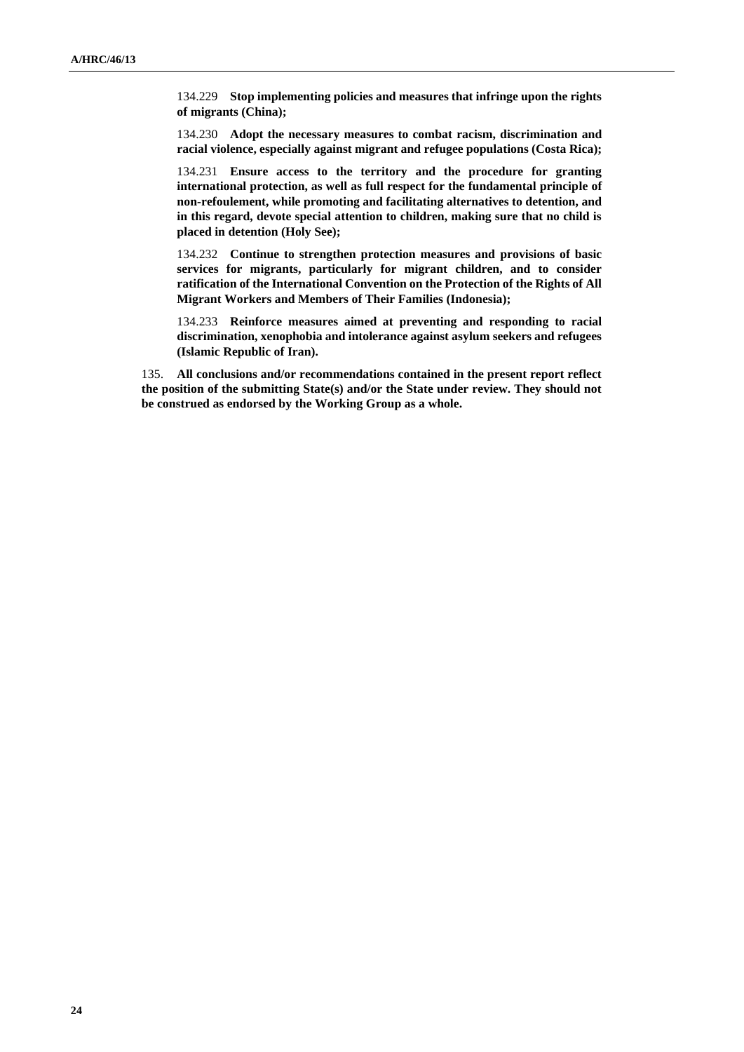134.229 **Stop implementing policies and measures that infringe upon the rights of migrants (China);**

134.230 **Adopt the necessary measures to combat racism, discrimination and racial violence, especially against migrant and refugee populations (Costa Rica);**

134.231 **Ensure access to the territory and the procedure for granting international protection, as well as full respect for the fundamental principle of non-refoulement, while promoting and facilitating alternatives to detention, and in this regard, devote special attention to children, making sure that no child is placed in detention (Holy See);**

134.232 **Continue to strengthen protection measures and provisions of basic services for migrants, particularly for migrant children, and to consider ratification of the International Convention on the Protection of the Rights of All Migrant Workers and Members of Their Families (Indonesia);**

134.233 **Reinforce measures aimed at preventing and responding to racial discrimination, xenophobia and intolerance against asylum seekers and refugees (Islamic Republic of Iran).**

135. **All conclusions and/or recommendations contained in the present report reflect the position of the submitting State(s) and/or the State under review. They should not be construed as endorsed by the Working Group as a whole.**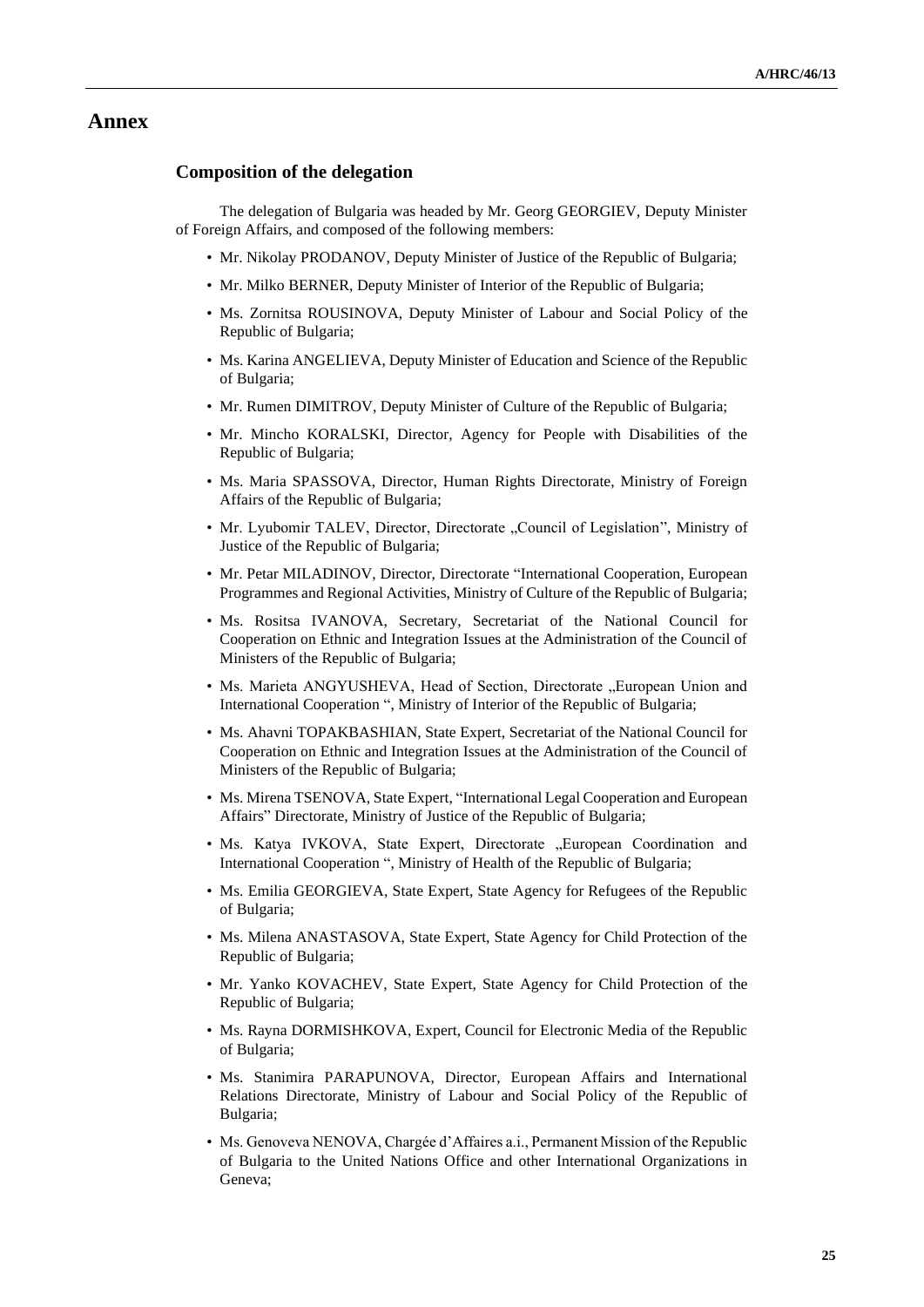# Annex

## Composition of the delegation

The delegation of Bulgaria was headed by Mr. Georg GEORGIEV, Deputy Minister of Foreign Affairs, and composed of the following members:

- Mr. Nikolay PRODANOV, Deputy Minister of Justice of the Republic of Bulgaria;
- Mr. Milko BERNER, Deputy Minister of Interior of the Republic of Bulgaria;
- Ms. Zornitsa ROUSINOVA, Deputy Minister of Labour and Social Policy of the Republic of Bulgaria;
- Ms. Karina ANGELIEVA, Deputy Minister of Education and Science of the Republic of Bulgaria;
- Mr. Rumen DIMITROV, Deputy Minister of Culture of the Republic of Bulgaria;
- Mr. Mincho KORALSKI, Director, Agency for People with Disabilities of the Republic of Bulgaria;
- Ms. Maria SPASSOVA, Director, Human Rights Directorate, Ministry of Foreign Affairs of the Republic of Bulgaria;
- Mr. Lyubomir TALEV, Director, Directorate „Council of Legislation", Ministry of Justice of the Republic of Bulgaria;
- Mr. Petar MILADINOV, Director, Directorate "International Cooperation, European Programmes and Regional Activities, Ministry of Culture of the Republic of Bulgaria;
- Ms. Rositsa IVANOVA, Secretary, Secretariat of the National Council for Cooperation on Ethnic and Integration Issues at the Administration of the Council of Ministers of the Republic of Bulgaria;
- Ms. Marieta ANGYUSHEVA, Head of Section, Directorate „European Union and International Cooperation ", Ministry of Interior of the Republic of Bulgaria;
- Ms. Ahavni TOPAKBASHIAN, State Expert, Secretariat of the National Council for Cooperation on Ethnic and Integration Issues at the Administration of the Council of Ministers of the Republic of Bulgaria;
- Ms. Mirena TSENOVA, State Expert, "International Legal Cooperation and European Affairs" Directorate, Ministry of Justice of the Republic of Bulgaria;
- Ms. Katya IVKOVA, State Expert, Directorate „European Coordination and International Cooperation ", Ministry of Health of the Republic of Bulgaria;
- Ms. Emilia GEORGIEVA, State Expert, State Agency for Refugees of the Republic of Bulgaria;
- Ms. Milena ANASTASOVA, State Expert, State Agency for Child Protection of the Republic of Bulgaria;
- Mr. Yanko KOVACHEV, State Expert, State Agency for Child Protection of the Republic of Bulgaria;
- Ms. Rayna DORMISHKOVA, Expert, Council for Electronic Media of the Republic of Bulgaria;
- Ms. Stanimira PARAPUNOVA, Director, European Affairs and International Relations Directorate, Ministry of Labour and Social Policy of the Republic of Bulgaria;
- Ms. Genoveva NENOVA, Chargée d'Affaires a.i., Permanent Mission of the Republic of Bulgaria to the United Nations Office and other International Organizations in Geneva;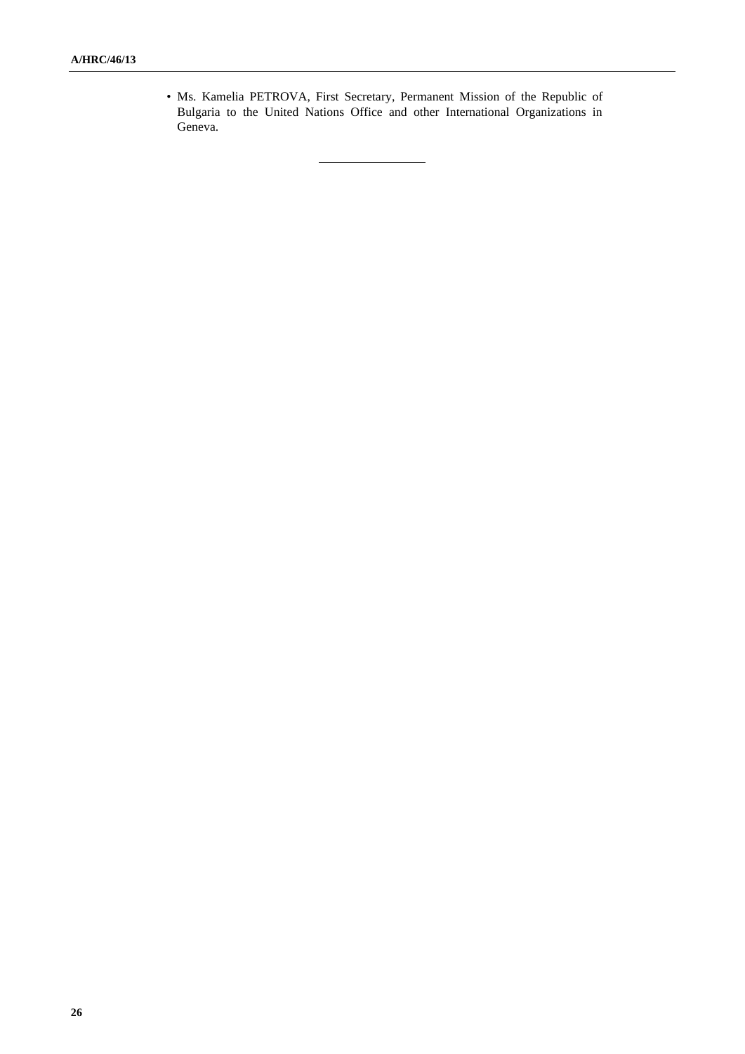- Ms. Kamelia PETROVA, First Secretary, Permanent Mission of the Republic of Bulgaria to the United Nations Office and other International Organizations in Geneva.